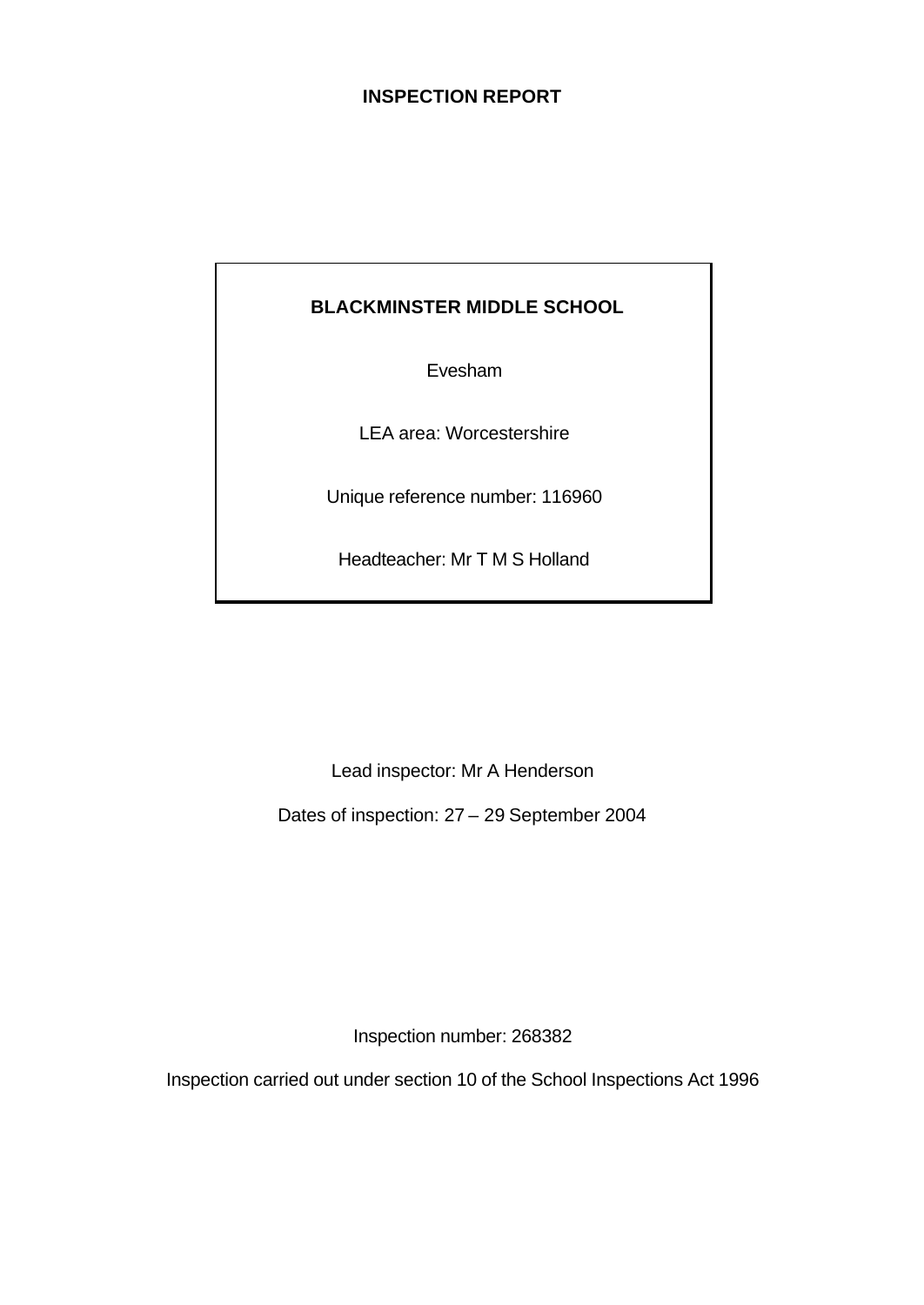# INSPECTION REPORT

**BLACKMINSTER MIDDLE SCHOOL**

Evesham

LEA area: Worcestershire

Unique reference number: 116960

Headteacher: Mr T M S Holland

Lead inspector: Mr A Henderson

Dates of inspection: 27 – 29 September 2004

Inspection number: 268382

Inspection carried out under section 10 of the School Inspections Act 1996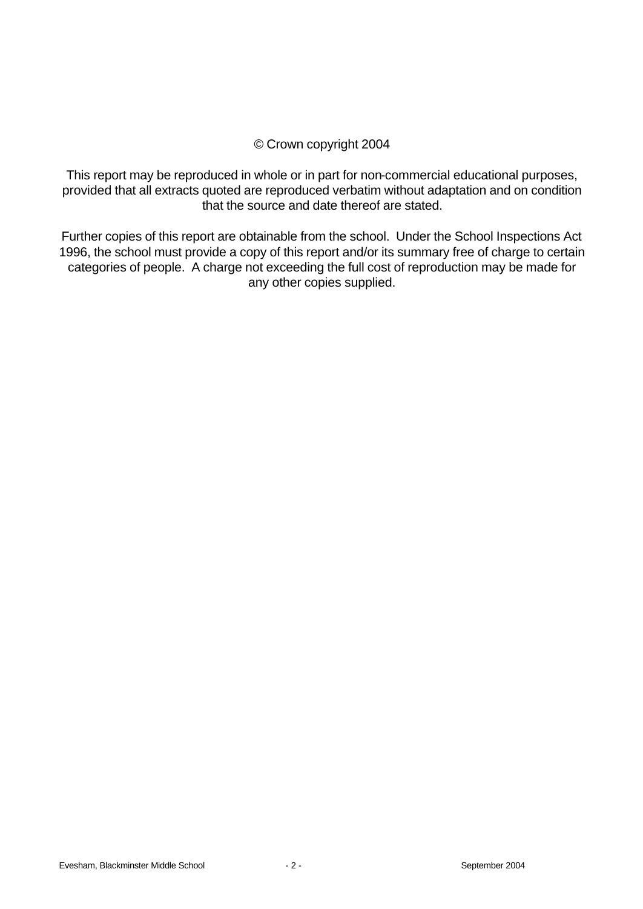© Crown copyright 2004

This report may be reproduced in whole or in part for non-commercial educational purposes, provided that all extracts quoted are reproduced verbatim without adaptation and on condition that the source and date thereof are stated.

Further copies of this report are obtainable from the school. Under the School Inspections Act 1996, the school must provide a copy of this report and/or its summary free of charge to certain categories of people. A charge not exceeding the full cost of reproduction may be made for any other copies supplied.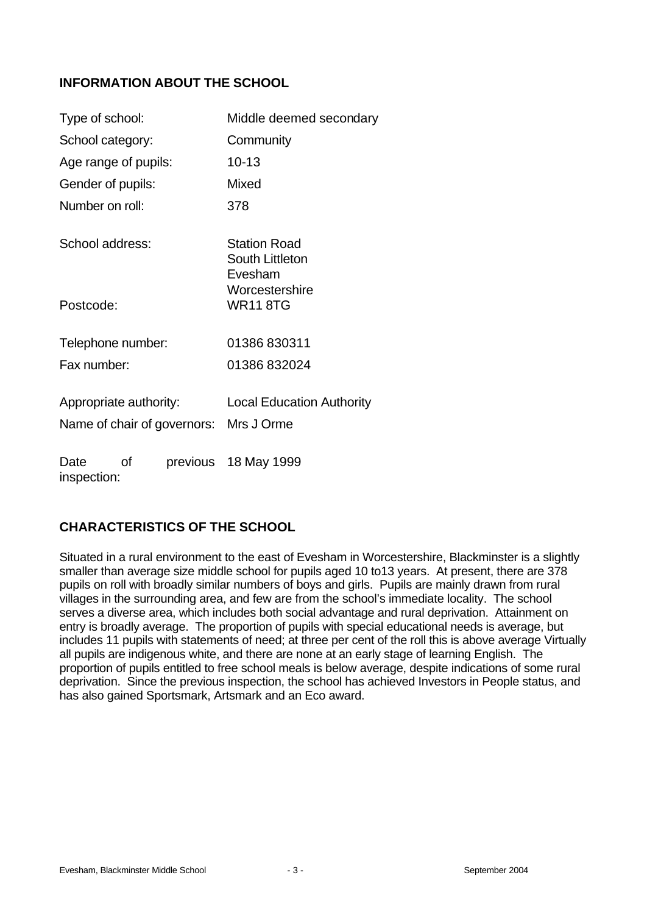## INFORMATION ABOUT THE SCHOOL

| | |
|---|---|
| Type of school: | Middle deemed secondary |
| School category: | Community |
| Age range of pupils: | 10-13 |
| Gender of pupils: | Mixed |
| Number on roll: | 378 |
| School address: | Station Road<br>South Littleton<br>Evesham<br>Worcestershire |
| Postcode: | WR11 8TG |
| Telephone number: | 01386 830311 |
| Fax number: | 01386 832024 |
| Appropriate authority: | Local Education Authority |
| Name of chair of governors: | Mrs J Orme |
| Date of previous inspection: | 18 May 1999 |

## CHARACTERISTICS OF THE SCHOOL

Situated in a rural environment to the east of Evesham in Worcestershire, Blackminster is a slightly smaller than average size middle school for pupils aged 10 to13 years. At present, there are 378 pupils on roll with broadly similar numbers of boys and girls. Pupils are mainly drawn from rural villages in the surrounding area, and few are from the school's immediate locality. The school serves a diverse area, which includes both social advantage and rural deprivation. Attainment on entry is broadly average. The proportion of pupils with special educational needs is average, but includes 11 pupils with statements of need; at three per cent of the roll this is above average Virtually all pupils are indigenous white, and there are none at an early stage of learning English. The proportion of pupils entitled to free school meals is below average, despite indications of some rural deprivation. Since the previous inspection, the school has achieved Investors in People status, and has also gained Sportsmark, Artsmark and an Eco award.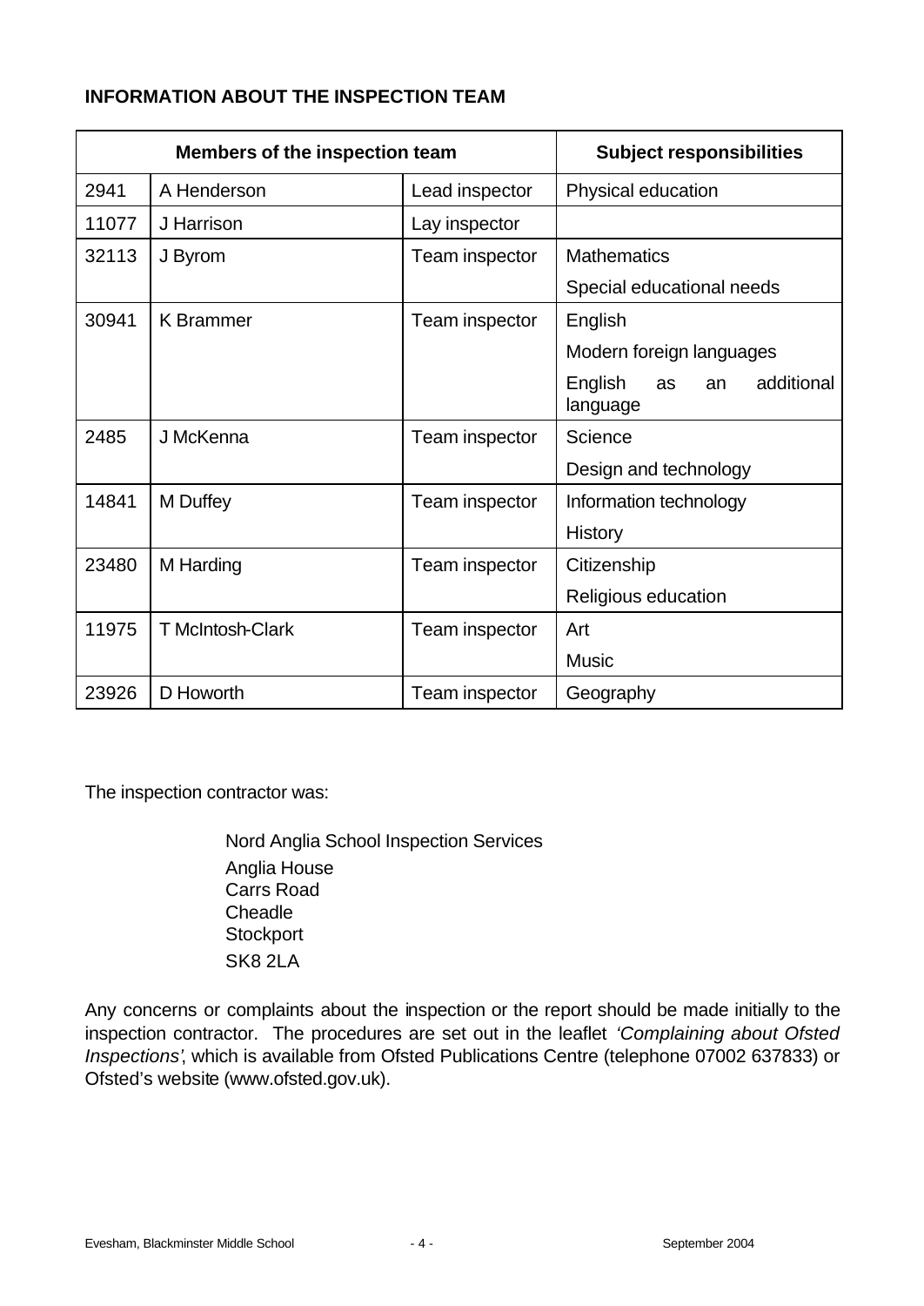## INFORMATION ABOUT THE INSPECTION TEAM

| Members of the inspection team | | | Subject responsibilities |
|---|---|---|---|
| 2941 | A Henderson | Lead inspector | Physical education |
| 11077 | J Harrison | Lay inspector | |
| 32113 | J Byrom | Team inspector | Mathematics |
| | | | Special educational needs |
| 30941 | K Brammer | Team inspector | English |
| | | | Modern foreign languages |
| | | | English as an additional language |
| 2485 | J McKenna | Team inspector | Science |
| | | | Design and technology |
| 14841 | M Duffey | Team inspector | Information technology |
| | | | History |
| 23480 | M Harding | Team inspector | Citizenship |
| | | | Religious education |
| 11975 | T McIntosh-Clark | Team inspector | Art |
| | | | Music |
| 23926 | D Howorth | Team inspector | Geography |

The inspection contractor was:

Nord Anglia School Inspection Services
Anglia House
Carrs Road
Cheadle
Stockport
SK8 2LA

Any concerns or complaints about the inspection or the report should be made initially to the inspection contractor. The procedures are set out in the leaflet *'Complaining about Ofsted Inspections'*, which is available from Ofsted Publications Centre (telephone 07002 637833) or Ofsted's website (www.ofsted.gov.uk).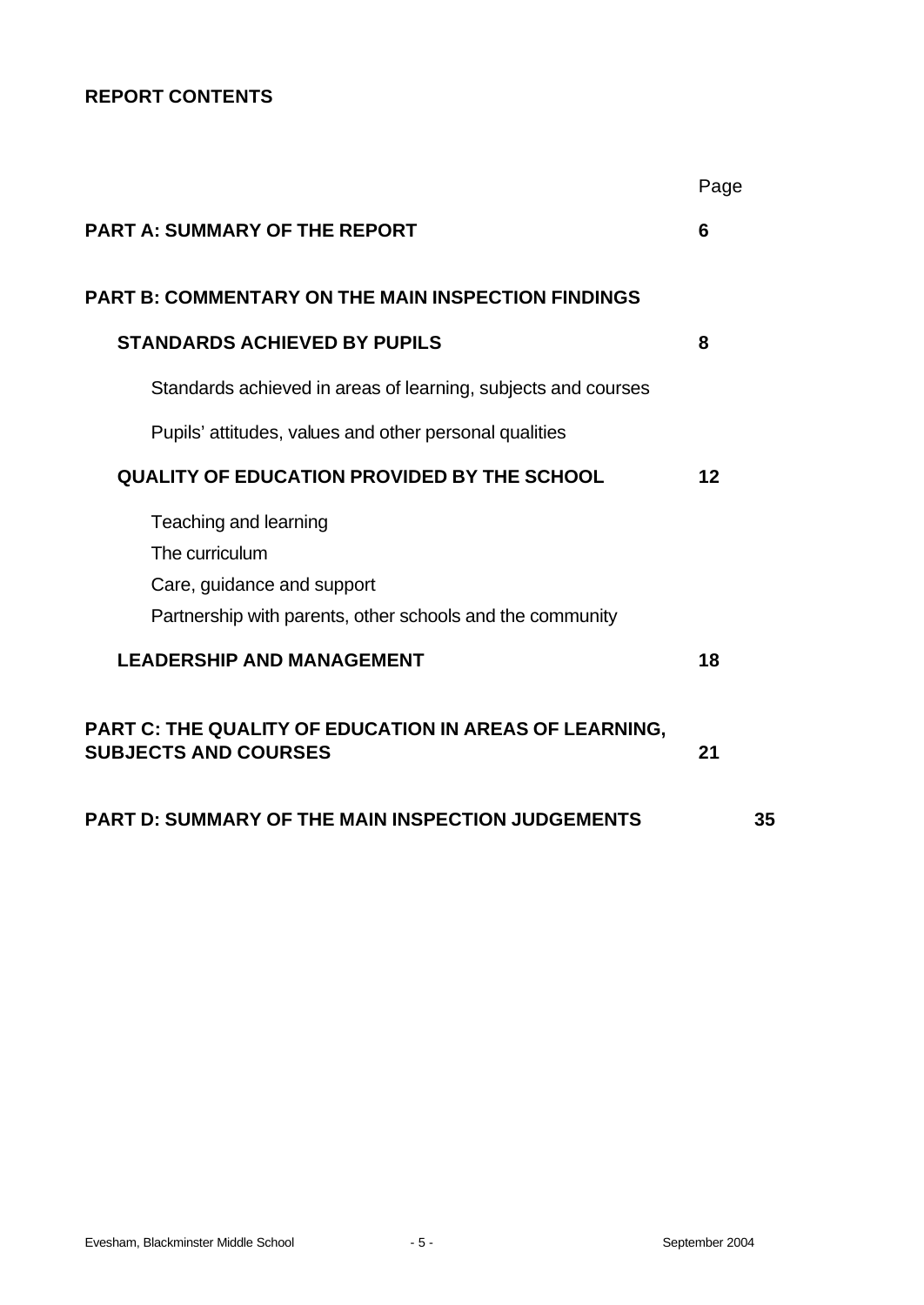**REPORT CONTENTS**

| | Page |
|---|---|
| **PART A: SUMMARY OF THE REPORT** | **6** |
| **PART B: COMMENTARY ON THE MAIN INSPECTION FINDINGS** | |
| **STANDARDS ACHIEVED BY PUPILS** | **8** |
| Standards achieved in areas of learning, subjects and courses | |
| Pupils' attitudes, values and other personal qualities | |
| **QUALITY OF EDUCATION PROVIDED BY THE SCHOOL** | **12** |
| Teaching and learning | |
| The curriculum | |
| Care, guidance and support | |
| Partnership with parents, other schools and the community | |
| **LEADERSHIP AND MANAGEMENT** | **18** |
| **PART C: THE QUALITY OF EDUCATION IN AREAS OF LEARNING, SUBJECTS AND COURSES** | **21** |
| **PART D: SUMMARY OF THE MAIN INSPECTION JUDGEMENTS** | **35** |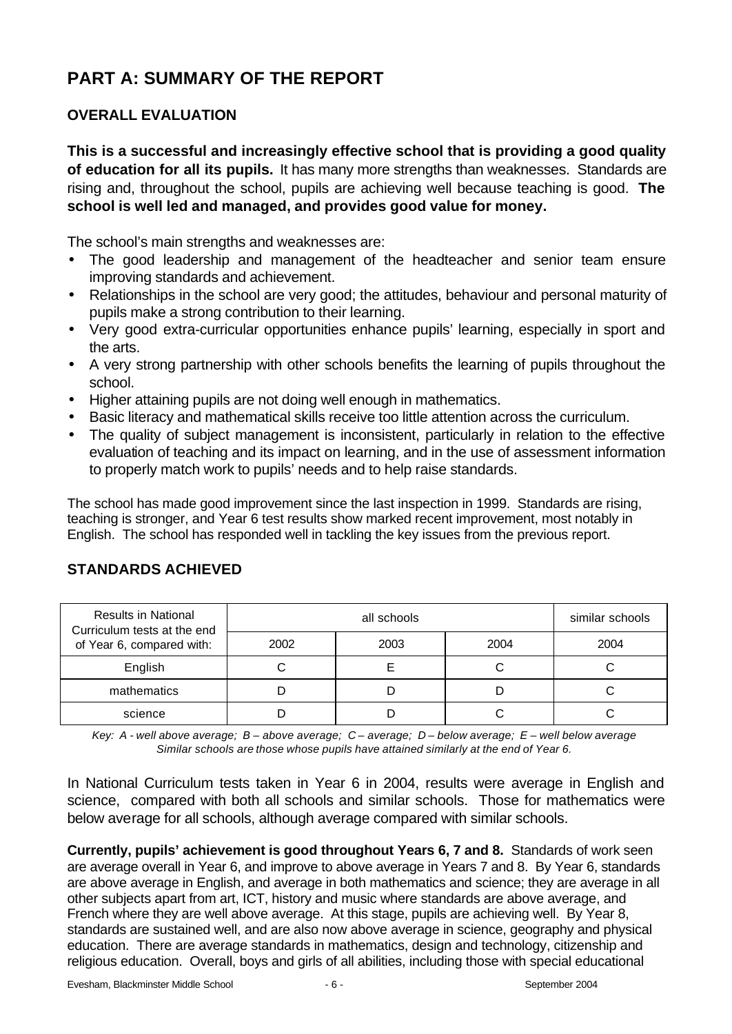# PART A: SUMMARY OF THE REPORT

## OVERALL EVALUATION

**This is a successful and increasingly effective school that is providing a good quality of education for all its pupils.** It has many more strengths than weaknesses. Standards are rising and, throughout the school, pupils are achieving well because teaching is good. **The school is well led and managed, and provides good value for money.**

The school's main strengths and weaknesses are:

- The good leadership and management of the headteacher and senior team ensure improving standards and achievement.
- Relationships in the school are very good; the attitudes, behaviour and personal maturity of pupils make a strong contribution to their learning.
- Very good extra-curricular opportunities enhance pupils' learning, especially in sport and the arts.
- A very strong partnership with other schools benefits the learning of pupils throughout the school.
- Higher attaining pupils are not doing well enough in mathematics.
- Basic literacy and mathematical skills receive too little attention across the curriculum.
- The quality of subject management is inconsistent, particularly in relation to the effective evaluation of teaching and its impact on learning, and in the use of assessment information to properly match work to pupils' needs and to help raise standards.

The school has made good improvement since the last inspection in 1999. Standards are rising, teaching is stronger, and Year 6 test results show marked recent improvement, most notably in English. The school has responded well in tackling the key issues from the previous report.

## STANDARDS ACHIEVED

| Results in National Curriculum tests at the end of Year 6, compared with: | all schools | | | similar schools |
|---|---|---|---|---|
| | 2002 | 2003 | 2004 | 2004 |
| English | C | E | C | C |
| mathematics | D | D | D | C |
| science | D | D | C | C |

*Key: A - well above average; B – above average; C – average; D – below average; E – well below average*
*Similar schools are those whose pupils have attained similarly at the end of Year 6.*

In National Curriculum tests taken in Year 6 in 2004, results were average in English and science, compared with both all schools and similar schools. Those for mathematics were below average for all schools, although average compared with similar schools.

**Currently, pupils' achievement is good throughout Years 6, 7 and 8.** Standards of work seen are average overall in Year 6, and improve to above average in Years 7 and 8. By Year 6, standards are above average in English, and average in both mathematics and science; they are average in all other subjects apart from art, ICT, history and music where standards are above average, and French where they are well above average. At this stage, pupils are achieving well. By Year 8, standards are sustained well, and are also now above average in science, geography and physical education. There are average standards in mathematics, design and technology, citizenship and religious education. Overall, boys and girls of all abilities, including those with special educational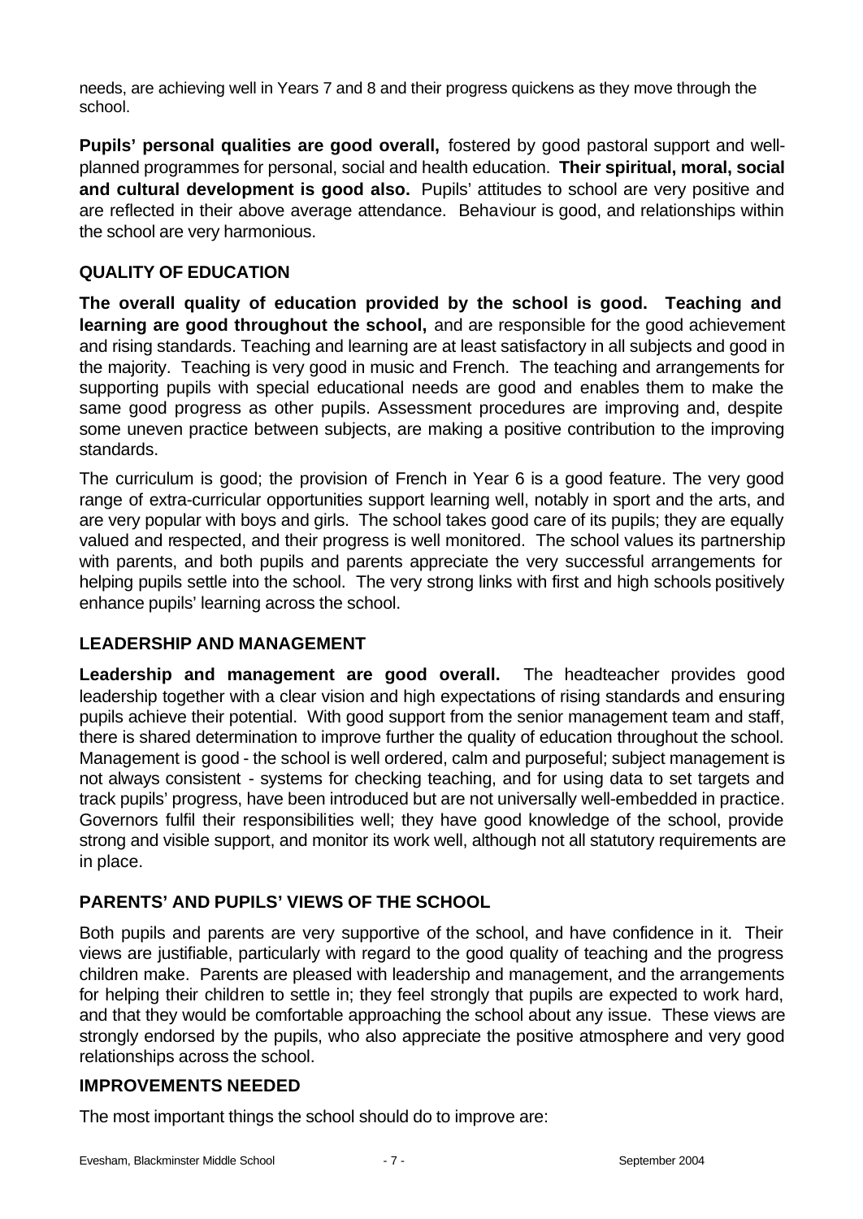needs, are achieving well in Years 7 and 8 and their progress quickens as they move through the school.

**Pupils' personal qualities are good overall,** fostered by good pastoral support and well-planned programmes for personal, social and health education. **Their spiritual, moral, social and cultural development is good also.** Pupils' attitudes to school are very positive and are reflected in their above average attendance. Behaviour is good, and relationships within the school are very harmonious.

## QUALITY OF EDUCATION

**The overall quality of education provided by the school is good. Teaching and learning are good throughout the school,** and are responsible for the good achievement and rising standards. Teaching and learning are at least satisfactory in all subjects and good in the majority. Teaching is very good in music and French. The teaching and arrangements for supporting pupils with special educational needs are good and enables them to make the same good progress as other pupils. Assessment procedures are improving and, despite some uneven practice between subjects, are making a positive contribution to the improving standards.

The curriculum is good; the provision of French in Year 6 is a good feature. The very good range of extra-curricular opportunities support learning well, notably in sport and the arts, and are very popular with boys and girls. The school takes good care of its pupils; they are equally valued and respected, and their progress is well monitored. The school values its partnership with parents, and both pupils and parents appreciate the very successful arrangements for helping pupils settle into the school. The very strong links with first and high schools positively enhance pupils' learning across the school.

## LEADERSHIP AND MANAGEMENT

**Leadership and management are good overall.** The headteacher provides good leadership together with a clear vision and high expectations of rising standards and ensuring pupils achieve their potential. With good support from the senior management team and staff, there is shared determination to improve further the quality of education throughout the school. Management is good - the school is well ordered, calm and purposeful; subject management is not always consistent - systems for checking teaching, and for using data to set targets and track pupils' progress, have been introduced but are not universally well-embedded in practice. Governors fulfil their responsibilities well; they have good knowledge of the school, provide strong and visible support, and monitor its work well, although not all statutory requirements are in place.

## PARENTS' AND PUPILS' VIEWS OF THE SCHOOL

Both pupils and parents are very supportive of the school, and have confidence in it. Their views are justifiable, particularly with regard to the good quality of teaching and the progress children make. Parents are pleased with leadership and management, and the arrangements for helping their children to settle in; they feel strongly that pupils are expected to work hard, and that they would be comfortable approaching the school about any issue. These views are strongly endorsed by the pupils, who also appreciate the positive atmosphere and very good relationships across the school.

## IMPROVEMENTS NEEDED

The most important things the school should do to improve are: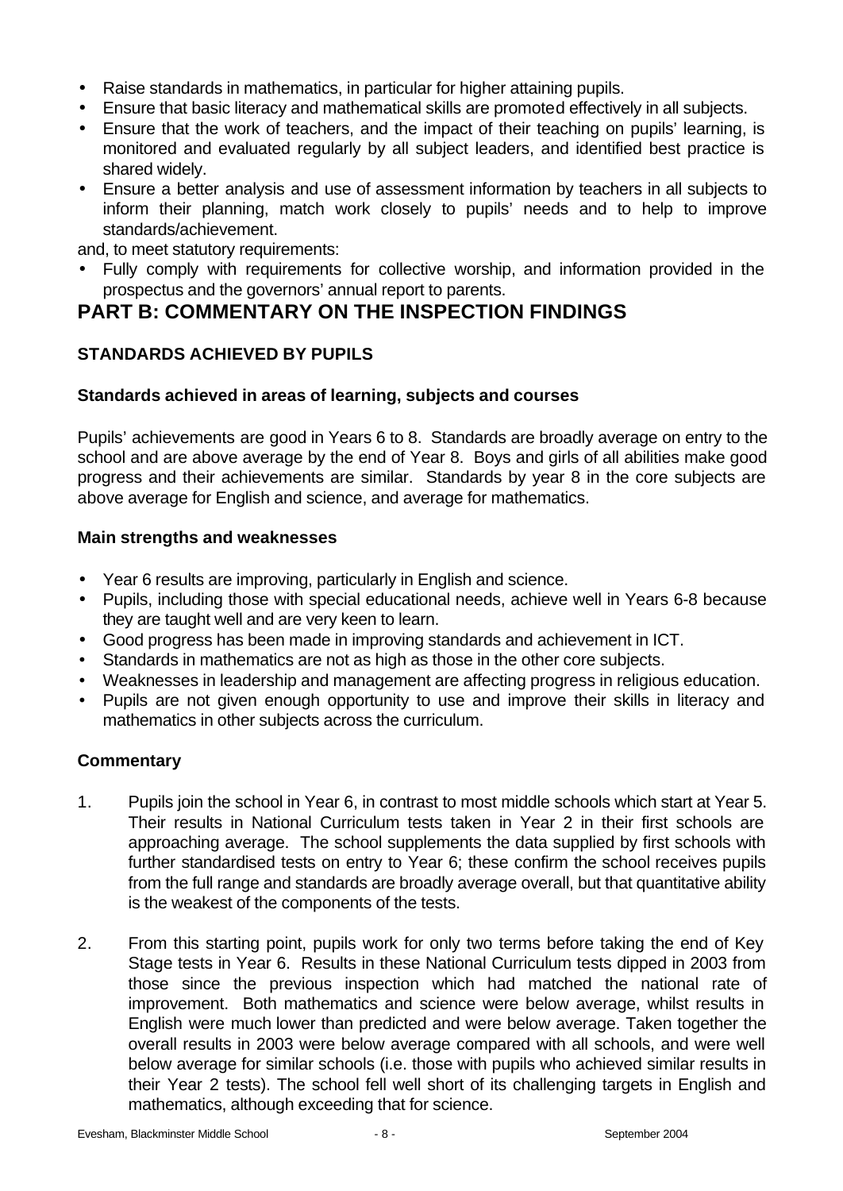- Raise standards in mathematics, in particular for higher attaining pupils.
- Ensure that basic literacy and mathematical skills are promoted effectively in all subjects.
- Ensure that the work of teachers, and the impact of their teaching on pupils' learning, is monitored and evaluated regularly by all subject leaders, and identified best practice is shared widely.
- Ensure a better analysis and use of assessment information by teachers in all subjects to inform their planning, match work closely to pupils' needs and to help to improve standards/achievement.

and, to meet statutory requirements:

- Fully comply with requirements for collective worship, and information provided in the prospectus and the governors' annual report to parents.

# PART B: COMMENTARY ON THE INSPECTION FINDINGS

## STANDARDS ACHIEVED BY PUPILS

### Standards achieved in areas of learning, subjects and courses

Pupils' achievements are good in Years 6 to 8. Standards are broadly average on entry to the school and are above average by the end of Year 8. Boys and girls of all abilities make good progress and their achievements are similar. Standards by year 8 in the core subjects are above average for English and science, and average for mathematics.

### Main strengths and weaknesses

- Year 6 results are improving, particularly in English and science.
- Pupils, including those with special educational needs, achieve well in Years 6-8 because they are taught well and are very keen to learn.
- Good progress has been made in improving standards and achievement in ICT.
- Standards in mathematics are not as high as those in the other core subjects.
- Weaknesses in leadership and management are affecting progress in religious education.
- Pupils are not given enough opportunity to use and improve their skills in literacy and mathematics in other subjects across the curriculum.

### Commentary

1. Pupils join the school in Year 6, in contrast to most middle schools which start at Year 5. Their results in National Curriculum tests taken in Year 2 in their first schools are approaching average. The school supplements the data supplied by first schools with further standardised tests on entry to Year 6; these confirm the school receives pupils from the full range and standards are broadly average overall, but that quantitative ability is the weakest of the components of the tests.

2. From this starting point, pupils work for only two terms before taking the end of Key Stage tests in Year 6. Results in these National Curriculum tests dipped in 2003 from those since the previous inspection which had matched the national rate of improvement. Both mathematics and science were below average, whilst results in English were much lower than predicted and were below average. Taken together the overall results in 2003 were below average compared with all schools, and were well below average for similar schools (i.e. those with pupils who achieved similar results in their Year 2 tests). The school fell well short of its challenging targets in English and mathematics, although exceeding that for science.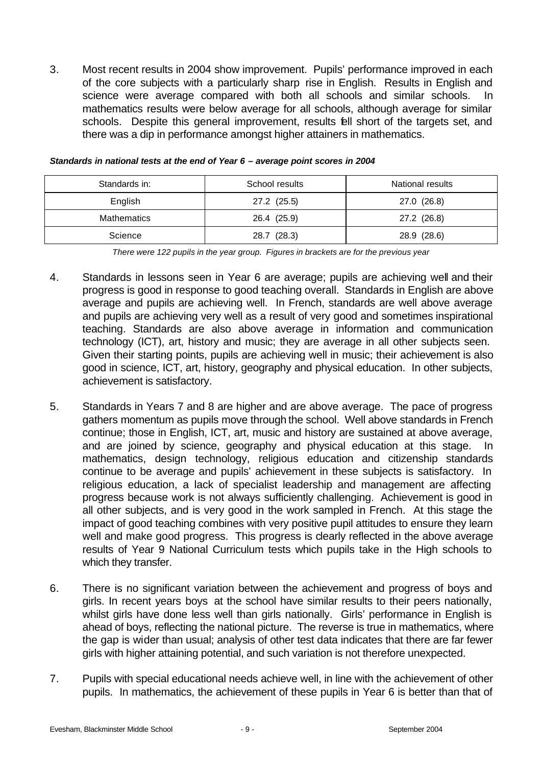3. Most recent results in 2004 show improvement. Pupils' performance improved in each of the core subjects with a particularly sharp rise in English. Results in English and science were average compared with both all schools and similar schools. In mathematics results were below average for all schools, although average for similar schools. Despite this general improvement, results fell short of the targets set, and there was a dip in performance amongst higher attainers in mathematics.

***Standards in national tests at the end of Year 6 – average point scores in 2004***

| Standards in: | School results | National results |
|---|---|---|
| English | 27.2 (25.5) | 27.0 (26.8) |
| Mathematics | 26.4 (25.9) | 27.2 (26.8) |
| Science | 28.7 (28.3) | 28.9 (28.6) |

*There were 122 pupils in the year group. Figures in brackets are for the previous year*

4. Standards in lessons seen in Year 6 are average; pupils are achieving well and their progress is good in response to good teaching overall. Standards in English are above average and pupils are achieving well. In French, standards are well above average and pupils are achieving very well as a result of very good and sometimes inspirational teaching. Standards are also above average in information and communication technology (ICT), art, history and music; they are average in all other subjects seen. Given their starting points, pupils are achieving well in music; their achievement is also good in science, ICT, art, history, geography and physical education. In other subjects, achievement is satisfactory.

5. Standards in Years 7 and 8 are higher and are above average. The pace of progress gathers momentum as pupils move through the school. Well above standards in French continue; those in English, ICT, art, music and history are sustained at above average, and are joined by science, geography and physical education at this stage. In mathematics, design technology, religious education and citizenship standards continue to be average and pupils' achievement in these subjects is satisfactory. In religious education, a lack of specialist leadership and management are affecting progress because work is not always sufficiently challenging. Achievement is good in all other subjects, and is very good in the work sampled in French. At this stage the impact of good teaching combines with very positive pupil attitudes to ensure they learn well and make good progress. This progress is clearly reflected in the above average results of Year 9 National Curriculum tests which pupils take in the High schools to which they transfer.

6. There is no significant variation between the achievement and progress of boys and girls. In recent years boys at the school have similar results to their peers nationally, whilst girls have done less well than girls nationally. Girls' performance in English is ahead of boys, reflecting the national picture. The reverse is true in mathematics, where the gap is wider than usual; analysis of other test data indicates that there are far fewer girls with higher attaining potential, and such variation is not therefore unexpected.

7. Pupils with special educational needs achieve well, in line with the achievement of other pupils. In mathematics, the achievement of these pupils in Year 6 is better than that of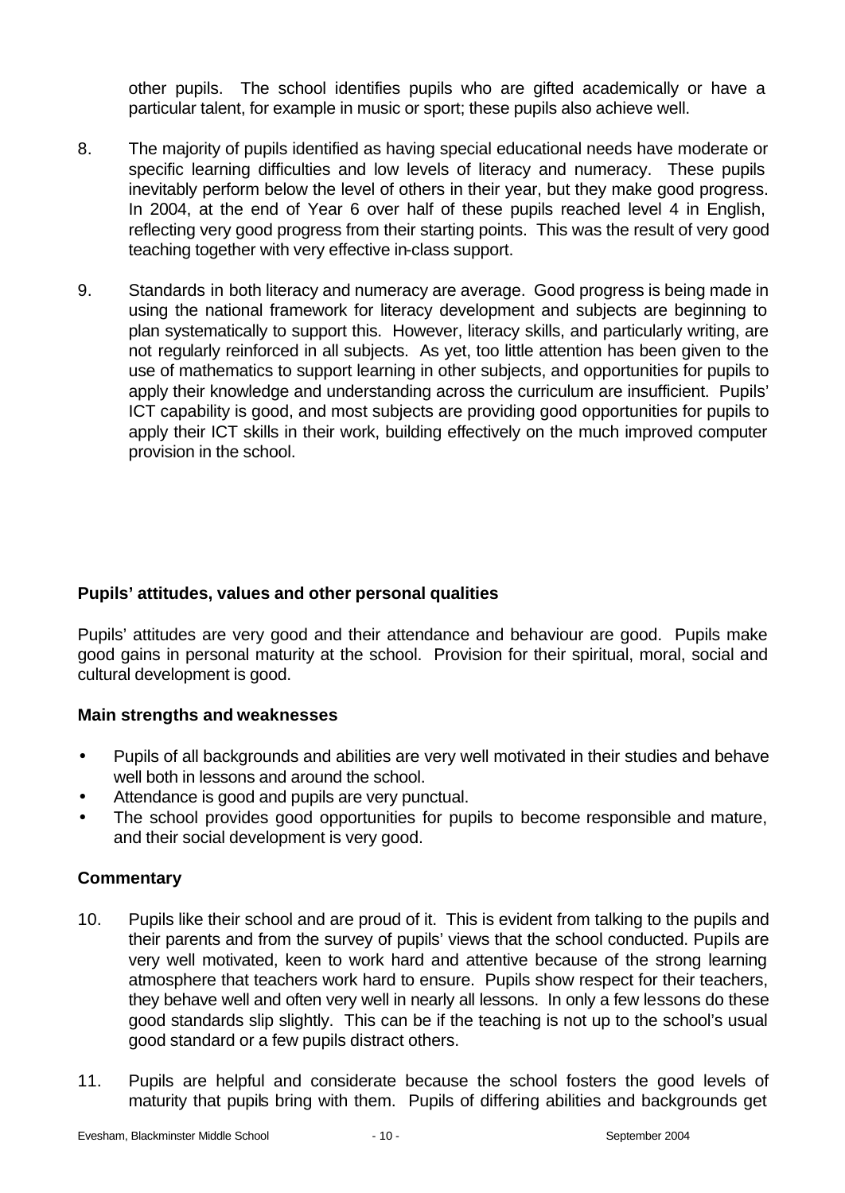other pupils. The school identifies pupils who are gifted academically or have a particular talent, for example in music or sport; these pupils also achieve well.

8. The majority of pupils identified as having special educational needs have moderate or specific learning difficulties and low levels of literacy and numeracy. These pupils inevitably perform below the level of others in their year, but they make good progress. In 2004, at the end of Year 6 over half of these pupils reached level 4 in English, reflecting very good progress from their starting points. This was the result of very good teaching together with very effective in-class support.

9. Standards in both literacy and numeracy are average. Good progress is being made in using the national framework for literacy development and subjects are beginning to plan systematically to support this. However, literacy skills, and particularly writing, are not regularly reinforced in all subjects. As yet, too little attention has been given to the use of mathematics to support learning in other subjects, and opportunities for pupils to apply their knowledge and understanding across the curriculum are insufficient. Pupils' ICT capability is good, and most subjects are providing good opportunities for pupils to apply their ICT skills in their work, building effectively on the much improved computer provision in the school.

### Pupils' attitudes, values and other personal qualities

Pupils' attitudes are very good and their attendance and behaviour are good. Pupils make good gains in personal maturity at the school. Provision for their spiritual, moral, social and cultural development is good.

### Main strengths and weaknesses

- Pupils of all backgrounds and abilities are very well motivated in their studies and behave well both in lessons and around the school.
- Attendance is good and pupils are very punctual.
- The school provides good opportunities for pupils to become responsible and mature, and their social development is very good.

### Commentary

10. Pupils like their school and are proud of it. This is evident from talking to the pupils and their parents and from the survey of pupils' views that the school conducted. Pupils are very well motivated, keen to work hard and attentive because of the strong learning atmosphere that teachers work hard to ensure. Pupils show respect for their teachers, they behave well and often very well in nearly all lessons. In only a few lessons do these good standards slip slightly. This can be if the teaching is not up to the school's usual good standard or a few pupils distract others.

11. Pupils are helpful and considerate because the school fosters the good levels of maturity that pupils bring with them. Pupils of differing abilities and backgrounds get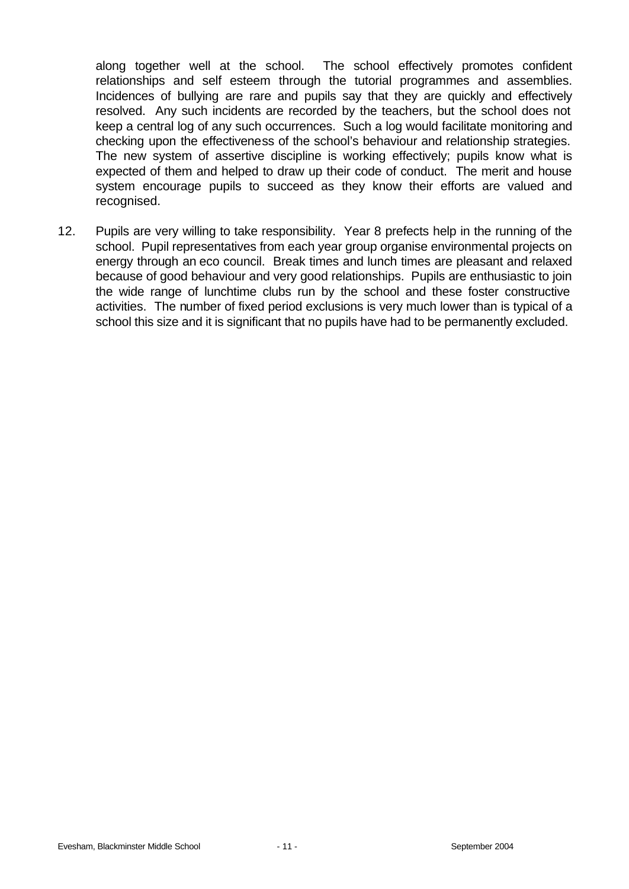along together well at the school. The school effectively promotes confident relationships and self esteem through the tutorial programmes and assemblies. Incidences of bullying are rare and pupils say that they are quickly and effectively resolved. Any such incidents are recorded by the teachers, but the school does not keep a central log of any such occurrences. Such a log would facilitate monitoring and checking upon the effectiveness of the school's behaviour and relationship strategies. The new system of assertive discipline is working effectively; pupils know what is expected of them and helped to draw up their code of conduct. The merit and house system encourage pupils to succeed as they know their efforts are valued and recognised.

12. Pupils are very willing to take responsibility. Year 8 prefects help in the running of the school. Pupil representatives from each year group organise environmental projects on energy through an eco council. Break times and lunch times are pleasant and relaxed because of good behaviour and very good relationships. Pupils are enthusiastic to join the wide range of lunchtime clubs run by the school and these foster constructive activities. The number of fixed period exclusions is very much lower than is typical of a school this size and it is significant that no pupils have had to be permanently excluded.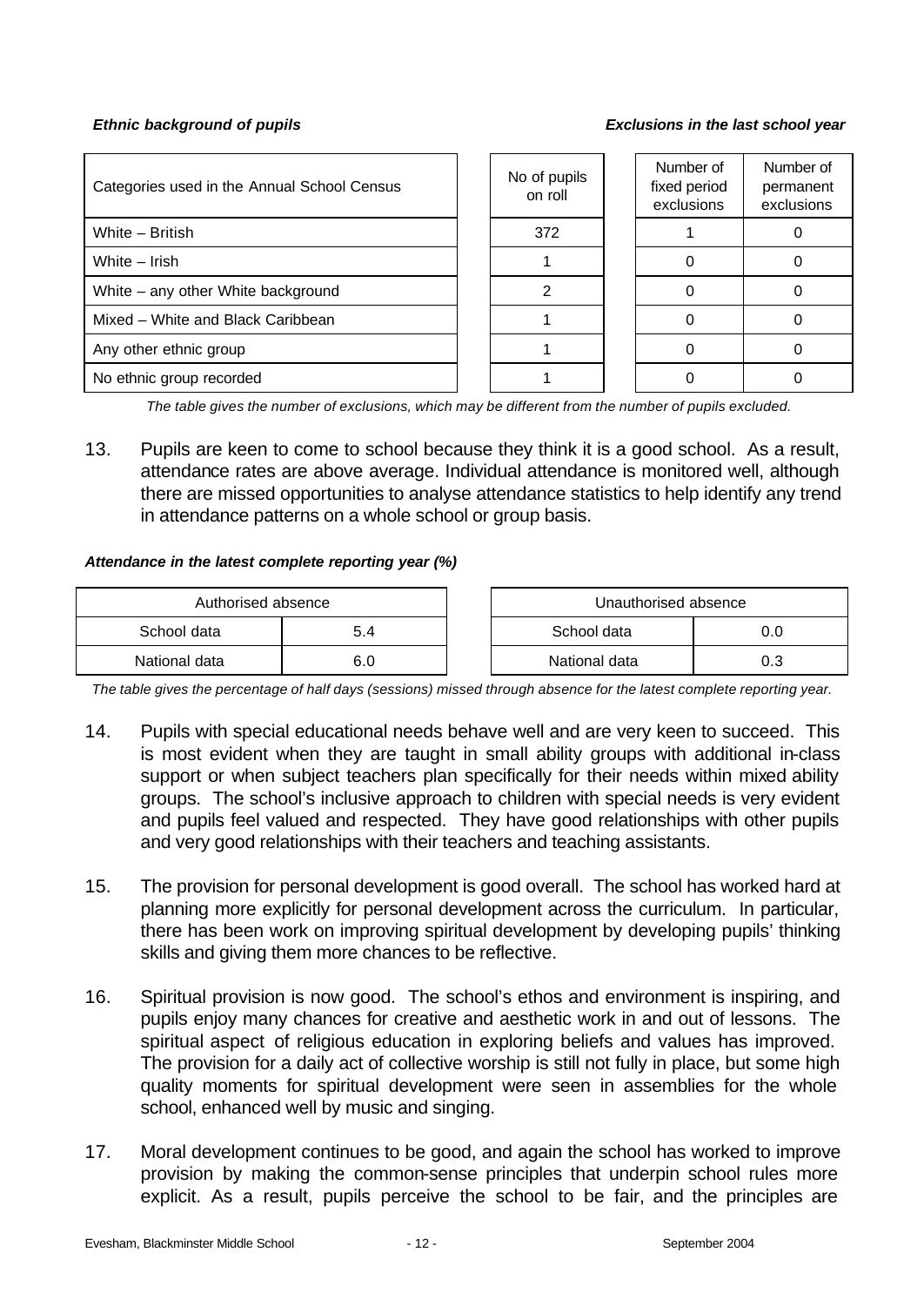***Ethnic background of pupils*** ***Exclusions in the last school year***

| Categories used in the Annual School Census | No of pupils on roll | Number of fixed period exclusions | Number of permanent exclusions |
|---|---|---|---|
| White – British | 372 | 1 | 0 |
| White – Irish | 1 | 0 | 0 |
| White – any other White background | 2 | 0 | 0 |
| Mixed – White and Black Caribbean | 1 | 0 | 0 |
| Any other ethnic group | 1 | 0 | 0 |
| No ethnic group recorded | 1 | 0 | 0 |

*The table gives the number of exclusions, which may be different from the number of pupils excluded.*

13. Pupils are keen to come to school because they think it is a good school. As a result, attendance rates are above average. Individual attendance is monitored well, although there are missed opportunities to analyse attendance statistics to help identify any trend in attendance patterns on a whole school or group basis.

***Attendance in the latest complete reporting year (%)***

| Authorised absence | | Unauthorised absence | |
|---|---|---|---|
| School data | 5.4 | School data | 0.0 |
| National data | 6.0 | National data | 0.3 |

*The table gives the percentage of half days (sessions) missed through absence for the latest complete reporting year.*

14. Pupils with special educational needs behave well and are very keen to succeed. This is most evident when they are taught in small ability groups with additional in-class support or when subject teachers plan specifically for their needs within mixed ability groups. The school's inclusive approach to children with special needs is very evident and pupils feel valued and respected. They have good relationships with other pupils and very good relationships with their teachers and teaching assistants.

15. The provision for personal development is good overall. The school has worked hard at planning more explicitly for personal development across the curriculum. In particular, there has been work on improving spiritual development by developing pupils' thinking skills and giving them more chances to be reflective.

16. Spiritual provision is now good. The school's ethos and environment is inspiring, and pupils enjoy many chances for creative and aesthetic work in and out of lessons. The spiritual aspect of religious education in exploring beliefs and values has improved. The provision for a daily act of collective worship is still not fully in place, but some high quality moments for spiritual development were seen in assemblies for the whole school, enhanced well by music and singing.

17. Moral development continues to be good, and again the school has worked to improve provision by making the common-sense principles that underpin school rules more explicit. As a result, pupils perceive the school to be fair, and the principles are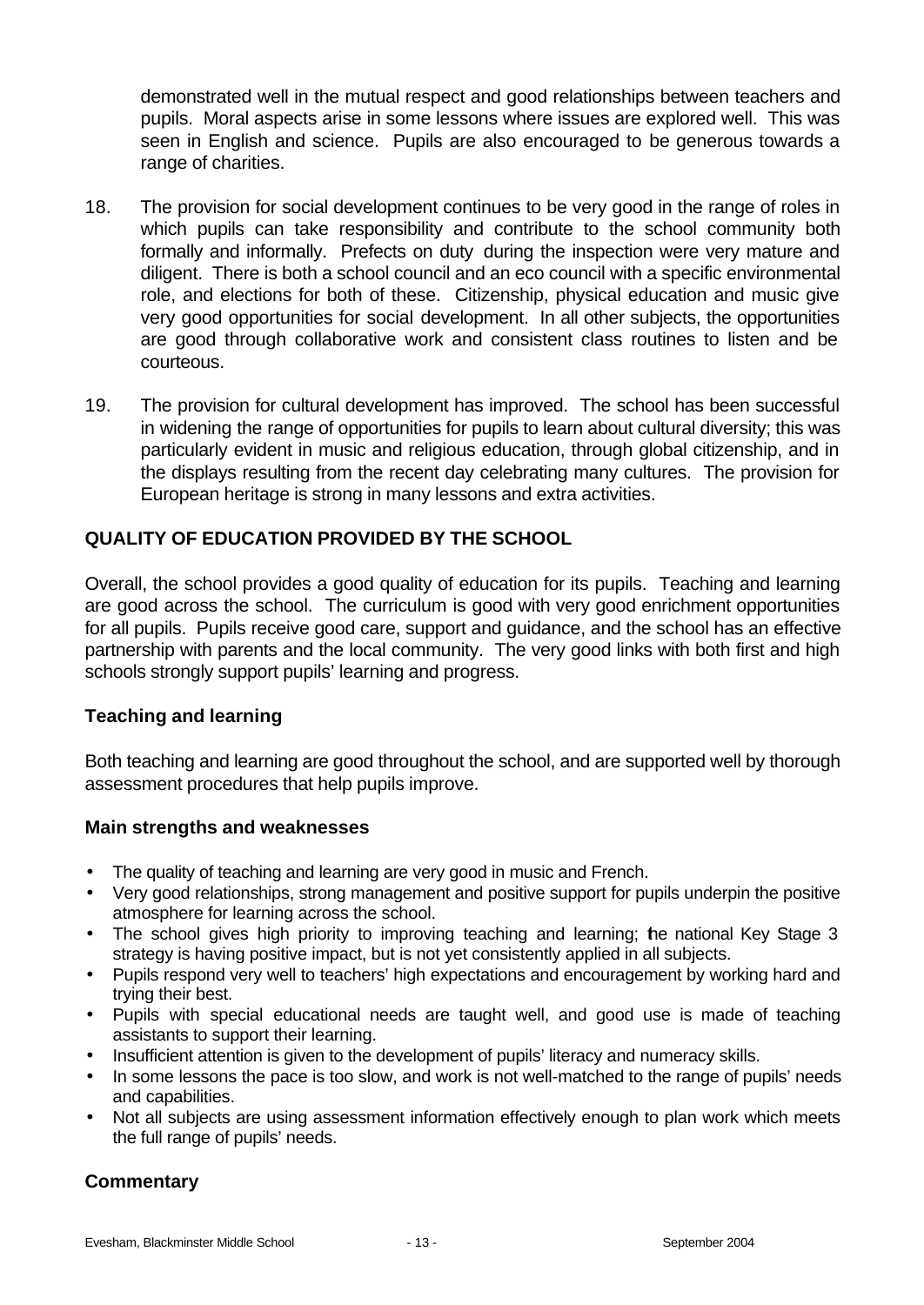demonstrated well in the mutual respect and good relationships between teachers and pupils. Moral aspects arise in some lessons where issues are explored well. This was seen in English and science. Pupils are also encouraged to be generous towards a range of charities.

18. The provision for social development continues to be very good in the range of roles in which pupils can take responsibility and contribute to the school community both formally and informally. Prefects on duty during the inspection were very mature and diligent. There is both a school council and an eco council with a specific environmental role, and elections for both of these. Citizenship, physical education and music give very good opportunities for social development. In all other subjects, the opportunities are good through collaborative work and consistent class routines to listen and be courteous.

19. The provision for cultural development has improved. The school has been successful in widening the range of opportunities for pupils to learn about cultural diversity; this was particularly evident in music and religious education, through global citizenship, and in the displays resulting from the recent day celebrating many cultures. The provision for European heritage is strong in many lessons and extra activities.

## QUALITY OF EDUCATION PROVIDED BY THE SCHOOL

Overall, the school provides a good quality of education for its pupils. Teaching and learning are good across the school. The curriculum is good with very good enrichment opportunities for all pupils. Pupils receive good care, support and guidance, and the school has an effective partnership with parents and the local community. The very good links with both first and high schools strongly support pupils' learning and progress.

### Teaching and learning

Both teaching and learning are good throughout the school, and are supported well by thorough assessment procedures that help pupils improve.

#### Main strengths and weaknesses

- The quality of teaching and learning are very good in music and French.
- Very good relationships, strong management and positive support for pupils underpin the positive atmosphere for learning across the school.
- The school gives high priority to improving teaching and learning; the national Key Stage 3 strategy is having positive impact, but is not yet consistently applied in all subjects.
- Pupils respond very well to teachers' high expectations and encouragement by working hard and trying their best.
- Pupils with special educational needs are taught well, and good use is made of teaching assistants to support their learning.
- Insufficient attention is given to the development of pupils' literacy and numeracy skills.
- In some lessons the pace is too slow, and work is not well-matched to the range of pupils' needs and capabilities.
- Not all subjects are using assessment information effectively enough to plan work which meets the full range of pupils' needs.

#### Commentary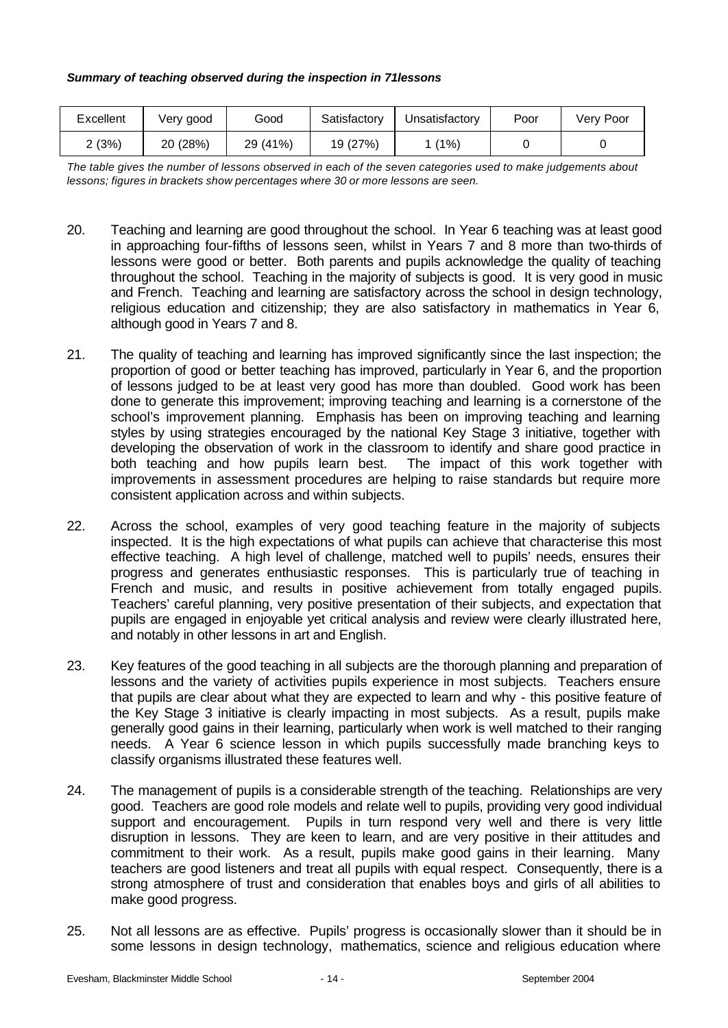***Summary of teaching observed during the inspection in 71lessons***

| Excellent | Very good | Good | Satisfactory | Unsatisfactory | Poor | Very Poor |
|---|---|---|---|---|---|---|
| 2 (3%) | 20 (28%) | 29 (41%) | 19 (27%) | 1 (1%) | 0 | 0 |

*The table gives the number of lessons observed in each of the seven categories used to make judgements about lessons; figures in brackets show percentages where 30 or more lessons are seen.*

20. Teaching and learning are good throughout the school. In Year 6 teaching was at least good in approaching four-fifths of lessons seen, whilst in Years 7 and 8 more than two-thirds of lessons were good or better. Both parents and pupils acknowledge the quality of teaching throughout the school. Teaching in the majority of subjects is good. It is very good in music and French. Teaching and learning are satisfactory across the school in design technology, religious education and citizenship; they are also satisfactory in mathematics in Year 6, although good in Years 7 and 8.

21. The quality of teaching and learning has improved significantly since the last inspection; the proportion of good or better teaching has improved, particularly in Year 6, and the proportion of lessons judged to be at least very good has more than doubled. Good work has been done to generate this improvement; improving teaching and learning is a cornerstone of the school's improvement planning. Emphasis has been on improving teaching and learning styles by using strategies encouraged by the national Key Stage 3 initiative, together with developing the observation of work in the classroom to identify and share good practice in both teaching and how pupils learn best. The impact of this work together with improvements in assessment procedures are helping to raise standards but require more consistent application across and within subjects.

22. Across the school, examples of very good teaching feature in the majority of subjects inspected. It is the high expectations of what pupils can achieve that characterise this most effective teaching. A high level of challenge, matched well to pupils' needs, ensures their progress and generates enthusiastic responses. This is particularly true of teaching in French and music, and results in positive achievement from totally engaged pupils. Teachers' careful planning, very positive presentation of their subjects, and expectation that pupils are engaged in enjoyable yet critical analysis and review were clearly illustrated here, and notably in other lessons in art and English.

23. Key features of the good teaching in all subjects are the thorough planning and preparation of lessons and the variety of activities pupils experience in most subjects. Teachers ensure that pupils are clear about what they are expected to learn and why - this positive feature of the Key Stage 3 initiative is clearly impacting in most subjects. As a result, pupils make generally good gains in their learning, particularly when work is well matched to their ranging needs. A Year 6 science lesson in which pupils successfully made branching keys to classify organisms illustrated these features well.

24. The management of pupils is a considerable strength of the teaching. Relationships are very good. Teachers are good role models and relate well to pupils, providing very good individual support and encouragement. Pupils in turn respond very well and there is very little disruption in lessons. They are keen to learn, and are very positive in their attitudes and commitment to their work. As a result, pupils make good gains in their learning. Many teachers are good listeners and treat all pupils with equal respect. Consequently, there is a strong atmosphere of trust and consideration that enables boys and girls of all abilities to make good progress.

25. Not all lessons are as effective. Pupils' progress is occasionally slower than it should be in some lessons in design technology, mathematics, science and religious education where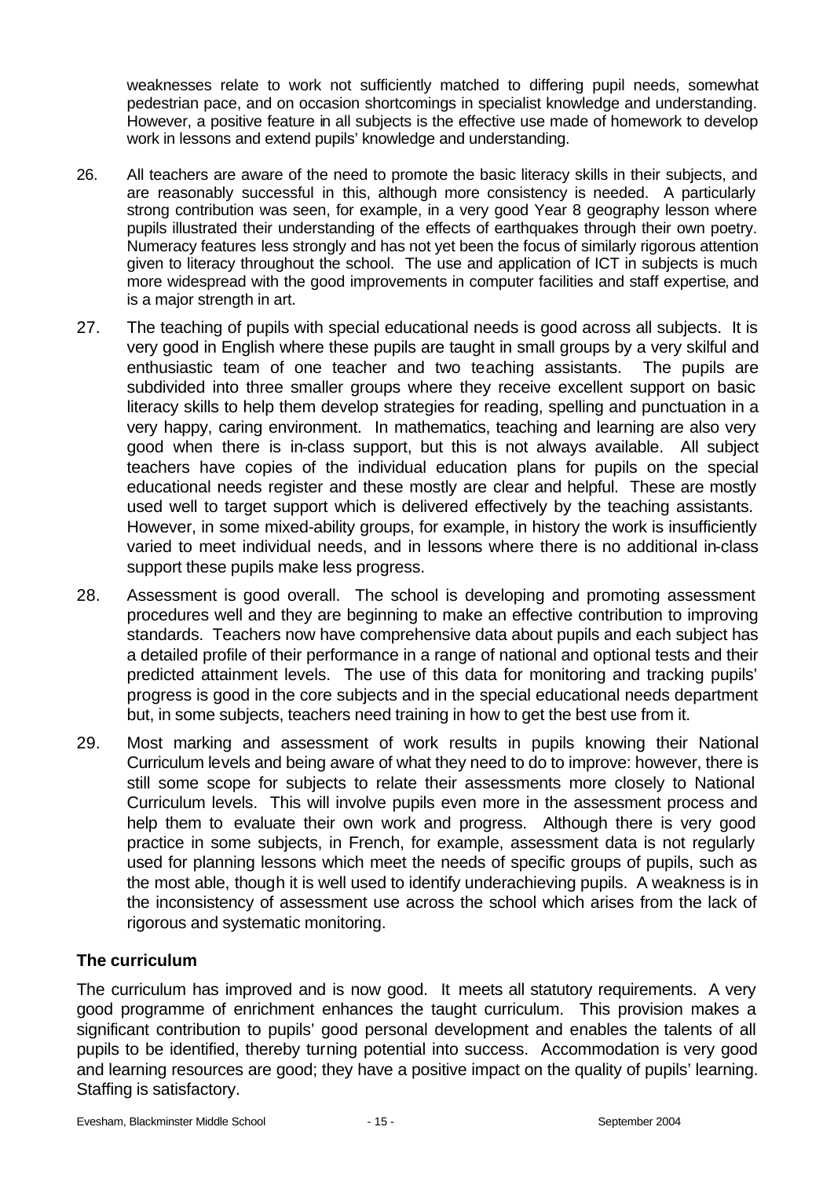weaknesses relate to work not sufficiently matched to differing pupil needs, somewhat pedestrian pace, and on occasion shortcomings in specialist knowledge and understanding. However, a positive feature in all subjects is the effective use made of homework to develop work in lessons and extend pupils' knowledge and understanding.

26. All teachers are aware of the need to promote the basic literacy skills in their subjects, and are reasonably successful in this, although more consistency is needed. A particularly strong contribution was seen, for example, in a very good Year 8 geography lesson where pupils illustrated their understanding of the effects of earthquakes through their own poetry. Numeracy features less strongly and has not yet been the focus of similarly rigorous attention given to literacy throughout the school. The use and application of ICT in subjects is much more widespread with the good improvements in computer facilities and staff expertise, and is a major strength in art.

27. The teaching of pupils with special educational needs is good across all subjects. It is very good in English where these pupils are taught in small groups by a very skilful and enthusiastic team of one teacher and two teaching assistants. The pupils are subdivided into three smaller groups where they receive excellent support on basic literacy skills to help them develop strategies for reading, spelling and punctuation in a very happy, caring environment. In mathematics, teaching and learning are also very good when there is in-class support, but this is not always available. All subject teachers have copies of the individual education plans for pupils on the special educational needs register and these mostly are clear and helpful. These are mostly used well to target support which is delivered effectively by the teaching assistants. However, in some mixed-ability groups, for example, in history the work is insufficiently varied to meet individual needs, and in lessons where there is no additional in-class support these pupils make less progress.

28. Assessment is good overall. The school is developing and promoting assessment procedures well and they are beginning to make an effective contribution to improving standards. Teachers now have comprehensive data about pupils and each subject has a detailed profile of their performance in a range of national and optional tests and their predicted attainment levels. The use of this data for monitoring and tracking pupils' progress is good in the core subjects and in the special educational needs department but, in some subjects, teachers need training in how to get the best use from it.

29. Most marking and assessment of work results in pupils knowing their National Curriculum levels and being aware of what they need to do to improve: however, there is still some scope for subjects to relate their assessments more closely to National Curriculum levels. This will involve pupils even more in the assessment process and help them to evaluate their own work and progress. Although there is very good practice in some subjects, in French, for example, assessment data is not regularly used for planning lessons which meet the needs of specific groups of pupils, such as the most able, though it is well used to identify underachieving pupils. A weakness is in the inconsistency of assessment use across the school which arises from the lack of rigorous and systematic monitoring.

## The curriculum

The curriculum has improved and is now good. It meets all statutory requirements. A very good programme of enrichment enhances the taught curriculum. This provision makes a significant contribution to pupils' good personal development and enables the talents of all pupils to be identified, thereby turning potential into success. Accommodation is very good and learning resources are good; they have a positive impact on the quality of pupils' learning. Staffing is satisfactory.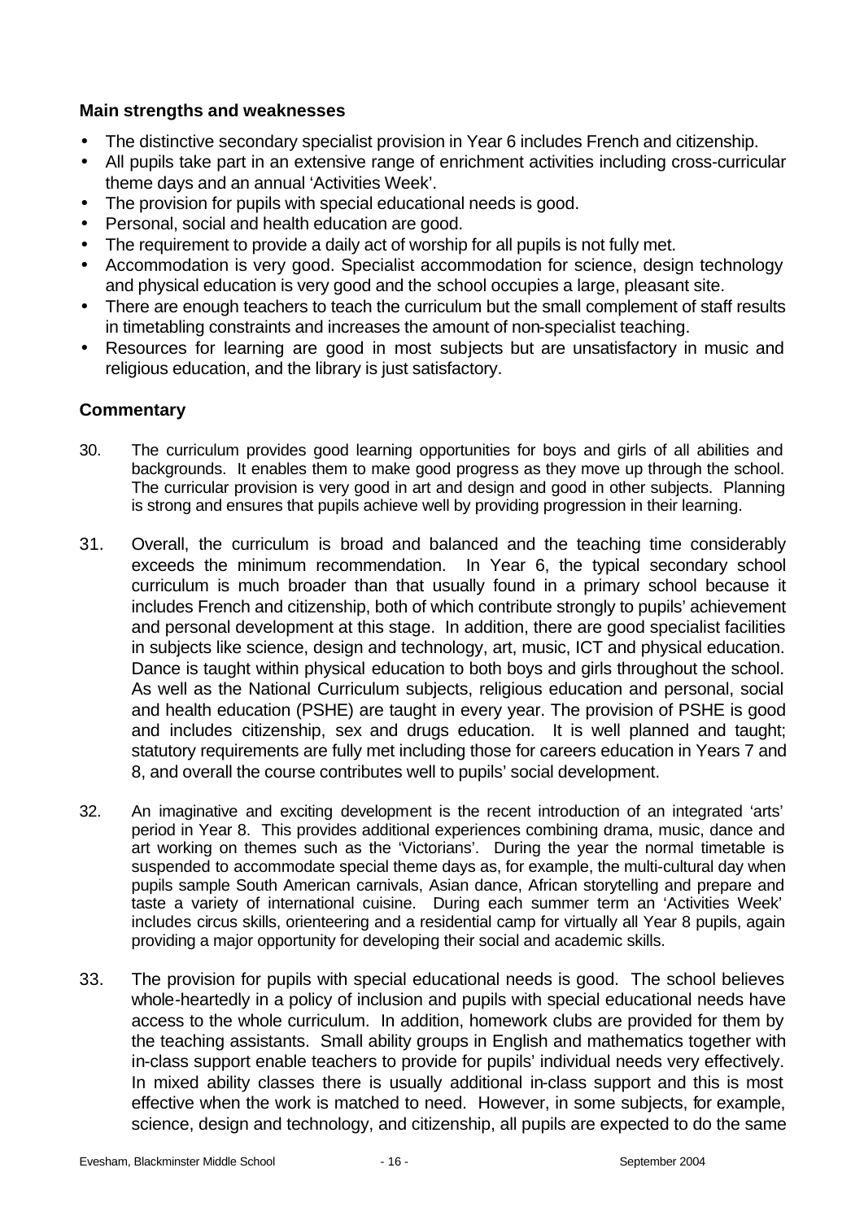### Main strengths and weaknesses

- The distinctive secondary specialist provision in Year 6 includes French and citizenship.
- All pupils take part in an extensive range of enrichment activities including cross-curricular theme days and an annual 'Activities Week'.
- The provision for pupils with special educational needs is good.
- Personal, social and health education are good.
- The requirement to provide a daily act of worship for all pupils is not fully met.
- Accommodation is very good. Specialist accommodation for science, design technology and physical education is very good and the school occupies a large, pleasant site.
- There are enough teachers to teach the curriculum but the small complement of staff results in timetabling constraints and increases the amount of non-specialist teaching.
- Resources for learning are good in most subjects but are unsatisfactory in music and religious education, and the library is just satisfactory.

### Commentary

30. The curriculum provides good learning opportunities for boys and girls of all abilities and backgrounds. It enables them to make good progress as they move up through the school. The curricular provision is very good in art and design and good in other subjects. Planning is strong and ensures that pupils achieve well by providing progression in their learning.

31. Overall, the curriculum is broad and balanced and the teaching time considerably exceeds the minimum recommendation. In Year 6, the typical secondary school curriculum is much broader than that usually found in a primary school because it includes French and citizenship, both of which contribute strongly to pupils' achievement and personal development at this stage. In addition, there are good specialist facilities in subjects like science, design and technology, art, music, ICT and physical education. Dance is taught within physical education to both boys and girls throughout the school. As well as the National Curriculum subjects, religious education and personal, social and health education (PSHE) are taught in every year. The provision of PSHE is good and includes citizenship, sex and drugs education. It is well planned and taught; statutory requirements are fully met including those for careers education in Years 7 and 8, and overall the course contributes well to pupils' social development.

32. An imaginative and exciting development is the recent introduction of an integrated 'arts' period in Year 8. This provides additional experiences combining drama, music, dance and art working on themes such as the 'Victorians'. During the year the normal timetable is suspended to accommodate special theme days as, for example, the multi-cultural day when pupils sample South American carnivals, Asian dance, African storytelling and prepare and taste a variety of international cuisine. During each summer term an 'Activities Week' includes circus skills, orienteering and a residential camp for virtually all Year 8 pupils, again providing a major opportunity for developing their social and academic skills.

33. The provision for pupils with special educational needs is good. The school believes whole-heartedly in a policy of inclusion and pupils with special educational needs have access to the whole curriculum. In addition, homework clubs are provided for them by the teaching assistants. Small ability groups in English and mathematics together with in-class support enable teachers to provide for pupils' individual needs very effectively. In mixed ability classes there is usually additional in-class support and this is most effective when the work is matched to need. However, in some subjects, for example, science, design and technology, and citizenship, all pupils are expected to do the same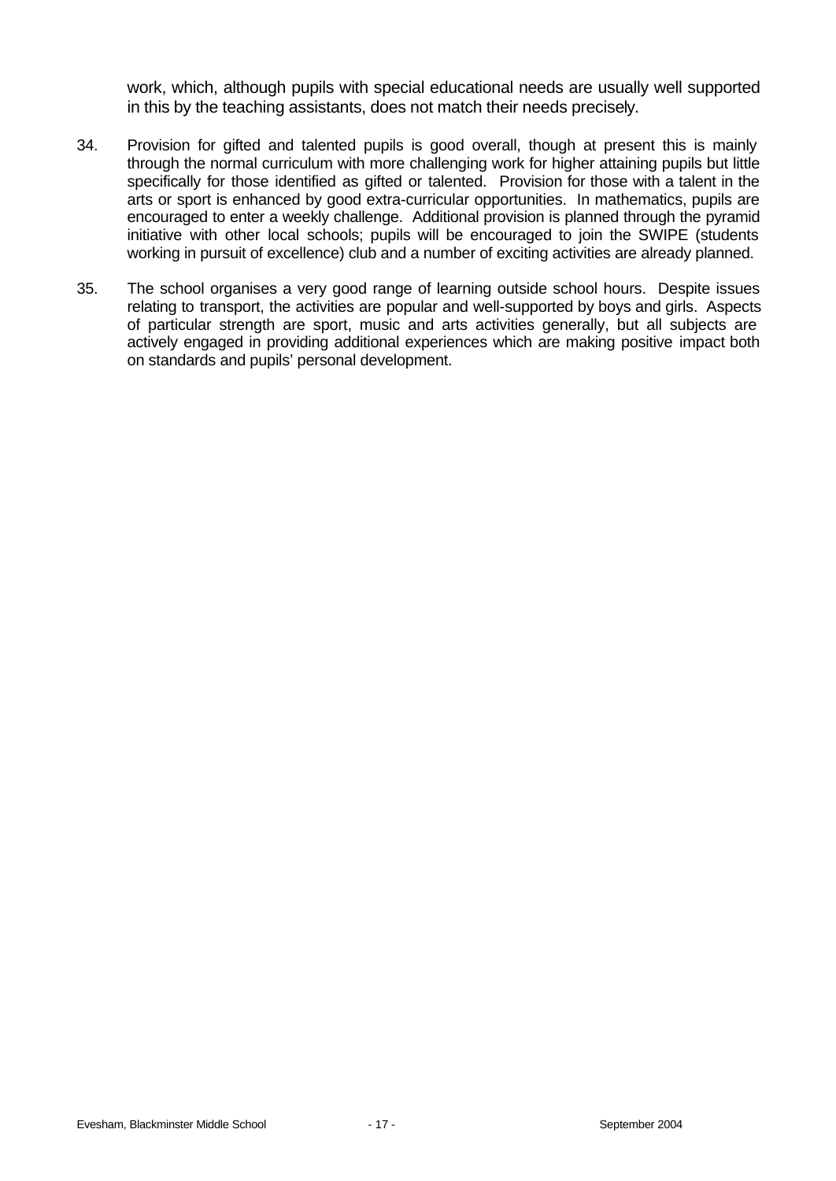work, which, although pupils with special educational needs are usually well supported in this by the teaching assistants, does not match their needs precisely.

34. Provision for gifted and talented pupils is good overall, though at present this is mainly through the normal curriculum with more challenging work for higher attaining pupils but little specifically for those identified as gifted or talented. Provision for those with a talent in the arts or sport is enhanced by good extra-curricular opportunities. In mathematics, pupils are encouraged to enter a weekly challenge. Additional provision is planned through the pyramid initiative with other local schools; pupils will be encouraged to join the SWIPE (students working in pursuit of excellence) club and a number of exciting activities are already planned.

35. The school organises a very good range of learning outside school hours. Despite issues relating to transport, the activities are popular and well-supported by boys and girls. Aspects of particular strength are sport, music and arts activities generally, but all subjects are actively engaged in providing additional experiences which are making positive impact both on standards and pupils' personal development.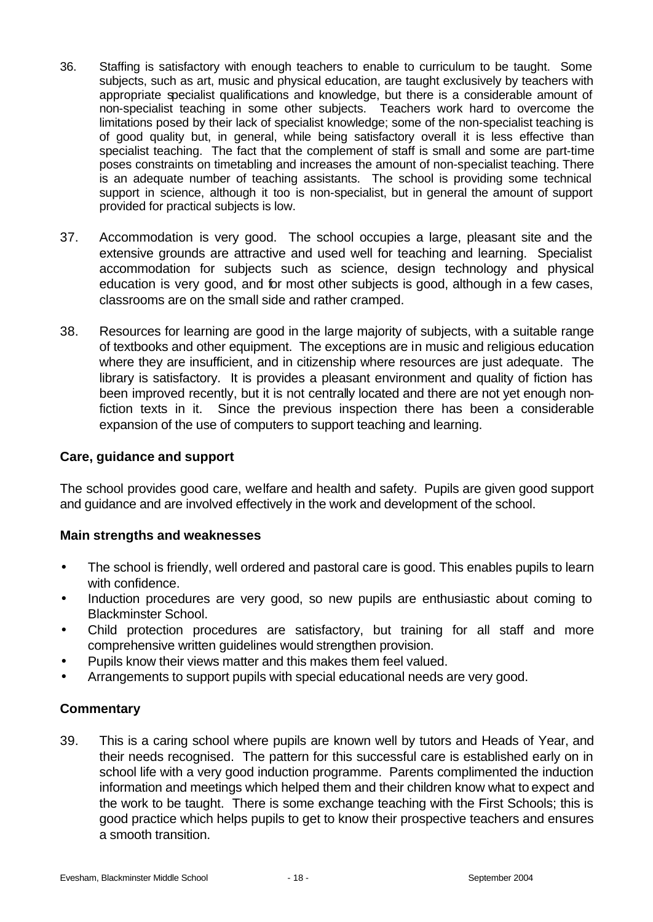36. Staffing is satisfactory with enough teachers to enable to curriculum to be taught. Some subjects, such as art, music and physical education, are taught exclusively by teachers with appropriate specialist qualifications and knowledge, but there is a considerable amount of non-specialist teaching in some other subjects. Teachers work hard to overcome the limitations posed by their lack of specialist knowledge; some of the non-specialist teaching is of good quality but, in general, while being satisfactory overall it is less effective than specialist teaching. The fact that the complement of staff is small and some are part-time poses constraints on timetabling and increases the amount of non-specialist teaching. There is an adequate number of teaching assistants. The school is providing some technical support in science, although it too is non-specialist, but in general the amount of support provided for practical subjects is low.

37. Accommodation is very good. The school occupies a large, pleasant site and the extensive grounds are attractive and used well for teaching and learning. Specialist accommodation for subjects such as science, design technology and physical education is very good, and for most other subjects is good, although in a few cases, classrooms are on the small side and rather cramped.

38. Resources for learning are good in the large majority of subjects, with a suitable range of textbooks and other equipment. The exceptions are in music and religious education where they are insufficient, and in citizenship where resources are just adequate. The library is satisfactory. It is provides a pleasant environment and quality of fiction has been improved recently, but it is not centrally located and there are not yet enough non-fiction texts in it. Since the previous inspection there has been a considerable expansion of the use of computers to support teaching and learning.

## Care, guidance and support

The school provides good care, welfare and health and safety. Pupils are given good support and guidance and are involved effectively in the work and development of the school.

### Main strengths and weaknesses

- The school is friendly, well ordered and pastoral care is good. This enables pupils to learn with confidence.
- Induction procedures are very good, so new pupils are enthusiastic about coming to Blackminster School.
- Child protection procedures are satisfactory, but training for all staff and more comprehensive written guidelines would strengthen provision.
- Pupils know their views matter and this makes them feel valued.
- Arrangements to support pupils with special educational needs are very good.

### Commentary

39. This is a caring school where pupils are known well by tutors and Heads of Year, and their needs recognised. The pattern for this successful care is established early on in school life with a very good induction programme. Parents complimented the induction information and meetings which helped them and their children know what to expect and the work to be taught. There is some exchange teaching with the First Schools; this is good practice which helps pupils to get to know their prospective teachers and ensures a smooth transition.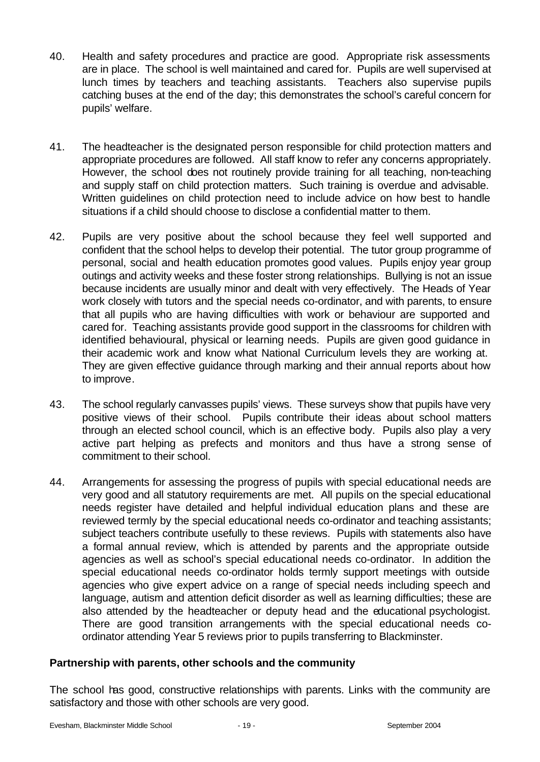40. Health and safety procedures and practice are good. Appropriate risk assessments are in place. The school is well maintained and cared for. Pupils are well supervised at lunch times by teachers and teaching assistants. Teachers also supervise pupils catching buses at the end of the day; this demonstrates the school's careful concern for pupils' welfare.

41. The headteacher is the designated person responsible for child protection matters and appropriate procedures are followed. All staff know to refer any concerns appropriately. However, the school does not routinely provide training for all teaching, non-teaching and supply staff on child protection matters. Such training is overdue and advisable. Written guidelines on child protection need to include advice on how best to handle situations if a child should choose to disclose a confidential matter to them.

42. Pupils are very positive about the school because they feel well supported and confident that the school helps to develop their potential. The tutor group programme of personal, social and health education promotes good values. Pupils enjoy year group outings and activity weeks and these foster strong relationships. Bullying is not an issue because incidents are usually minor and dealt with very effectively. The Heads of Year work closely with tutors and the special needs co-ordinator, and with parents, to ensure that all pupils who are having difficulties with work or behaviour are supported and cared for. Teaching assistants provide good support in the classrooms for children with identified behavioural, physical or learning needs. Pupils are given good guidance in their academic work and know what National Curriculum levels they are working at. They are given effective guidance through marking and their annual reports about how to improve.

43. The school regularly canvasses pupils' views. These surveys show that pupils have very positive views of their school. Pupils contribute their ideas about school matters through an elected school council, which is an effective body. Pupils also play a very active part helping as prefects and monitors and thus have a strong sense of commitment to their school.

44. Arrangements for assessing the progress of pupils with special educational needs are very good and all statutory requirements are met. All pupils on the special educational needs register have detailed and helpful individual education plans and these are reviewed termly by the special educational needs co-ordinator and teaching assistants; subject teachers contribute usefully to these reviews. Pupils with statements also have a formal annual review, which is attended by parents and the appropriate outside agencies as well as school's special educational needs co-ordinator. In addition the special educational needs co-ordinator holds termly support meetings with outside agencies who give expert advice on a range of special needs including speech and language, autism and attention deficit disorder as well as learning difficulties; these are also attended by the headteacher or deputy head and the educational psychologist. There are good transition arrangements with the special educational needs co-ordinator attending Year 5 reviews prior to pupils transferring to Blackminster.

**Partnership with parents, other schools and the community**

The school has good, constructive relationships with parents. Links with the community are satisfactory and those with other schools are very good.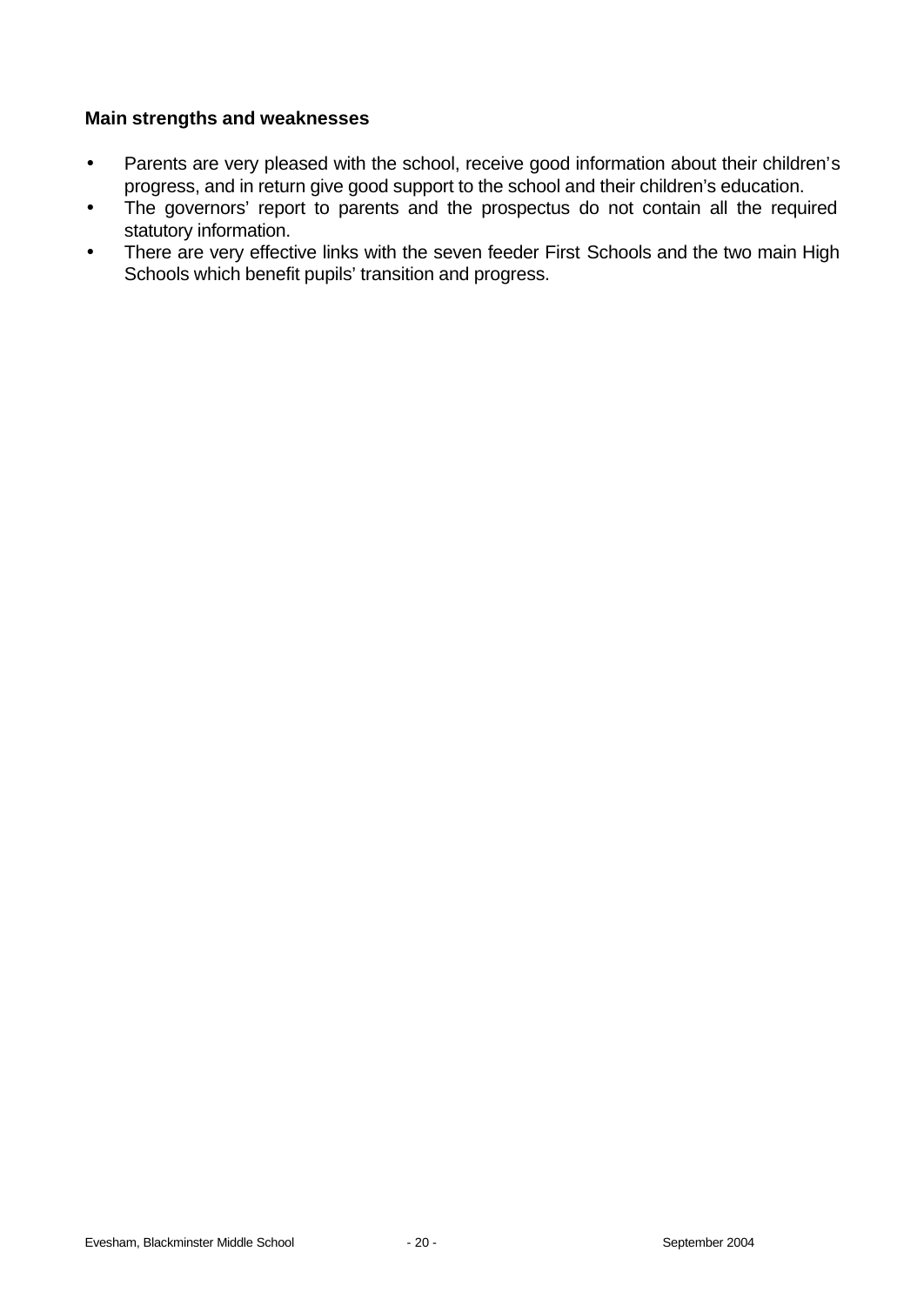**Main strengths and weaknesses**

- Parents are very pleased with the school, receive good information about their children's progress, and in return give good support to the school and their children's education.
- The governors' report to parents and the prospectus do not contain all the required statutory information.
- There are very effective links with the seven feeder First Schools and the two main High Schools which benefit pupils' transition and progress.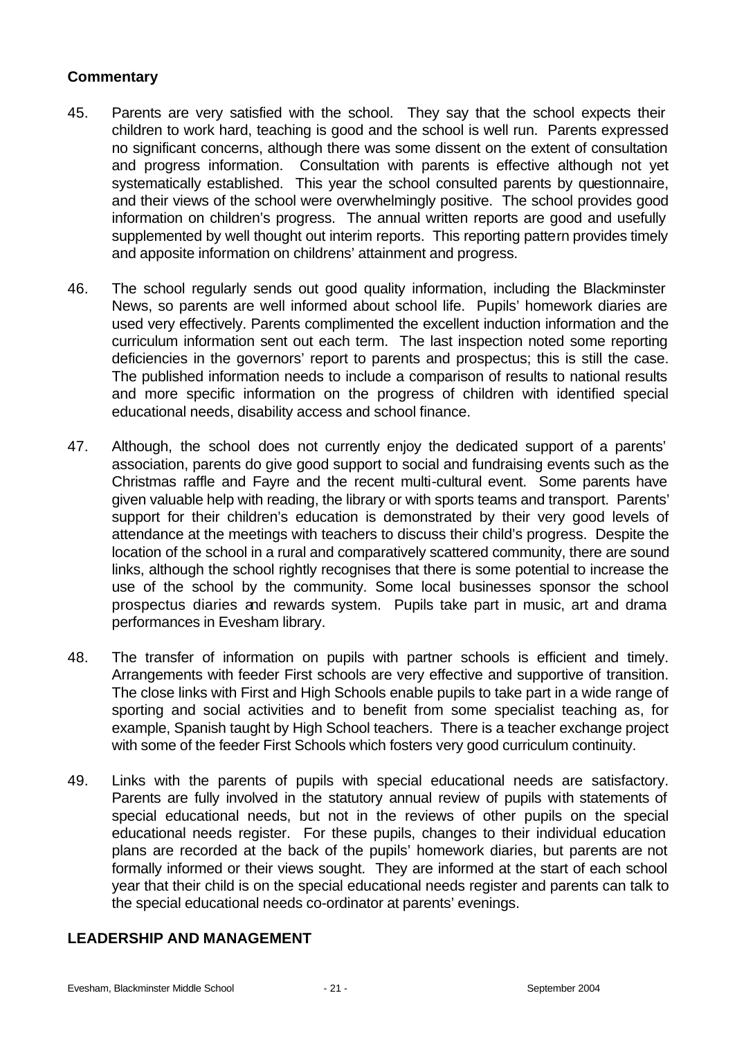### Commentary

45. Parents are very satisfied with the school. They say that the school expects their children to work hard, teaching is good and the school is well run. Parents expressed no significant concerns, although there was some dissent on the extent of consultation and progress information. Consultation with parents is effective although not yet systematically established. This year the school consulted parents by questionnaire, and their views of the school were overwhelmingly positive. The school provides good information on children's progress. The annual written reports are good and usefully supplemented by well thought out interim reports. This reporting pattern provides timely and apposite information on childrens' attainment and progress.

46. The school regularly sends out good quality information, including the Blackminster News, so parents are well informed about school life. Pupils' homework diaries are used very effectively. Parents complimented the excellent induction information and the curriculum information sent out each term. The last inspection noted some reporting deficiencies in the governors' report to parents and prospectus; this is still the case. The published information needs to include a comparison of results to national results and more specific information on the progress of children with identified special educational needs, disability access and school finance.

47. Although, the school does not currently enjoy the dedicated support of a parents' association, parents do give good support to social and fundraising events such as the Christmas raffle and Fayre and the recent multi-cultural event. Some parents have given valuable help with reading, the library or with sports teams and transport. Parents' support for their children's education is demonstrated by their very good levels of attendance at the meetings with teachers to discuss their child's progress. Despite the location of the school in a rural and comparatively scattered community, there are sound links, although the school rightly recognises that there is some potential to increase the use of the school by the community. Some local businesses sponsor the school prospectus diaries and rewards system. Pupils take part in music, art and drama performances in Evesham library.

48. The transfer of information on pupils with partner schools is efficient and timely. Arrangements with feeder First schools are very effective and supportive of transition. The close links with First and High Schools enable pupils to take part in a wide range of sporting and social activities and to benefit from some specialist teaching as, for example, Spanish taught by High School teachers. There is a teacher exchange project with some of the feeder First Schools which fosters very good curriculum continuity.

49. Links with the parents of pupils with special educational needs are satisfactory. Parents are fully involved in the statutory annual review of pupils with statements of special educational needs, but not in the reviews of other pupils on the special educational needs register. For these pupils, changes to their individual education plans are recorded at the back of the pupils' homework diaries, but parents are not formally informed or their views sought. They are informed at the start of each school year that their child is on the special educational needs register and parents can talk to the special educational needs co-ordinator at parents' evenings.

## LEADERSHIP AND MANAGEMENT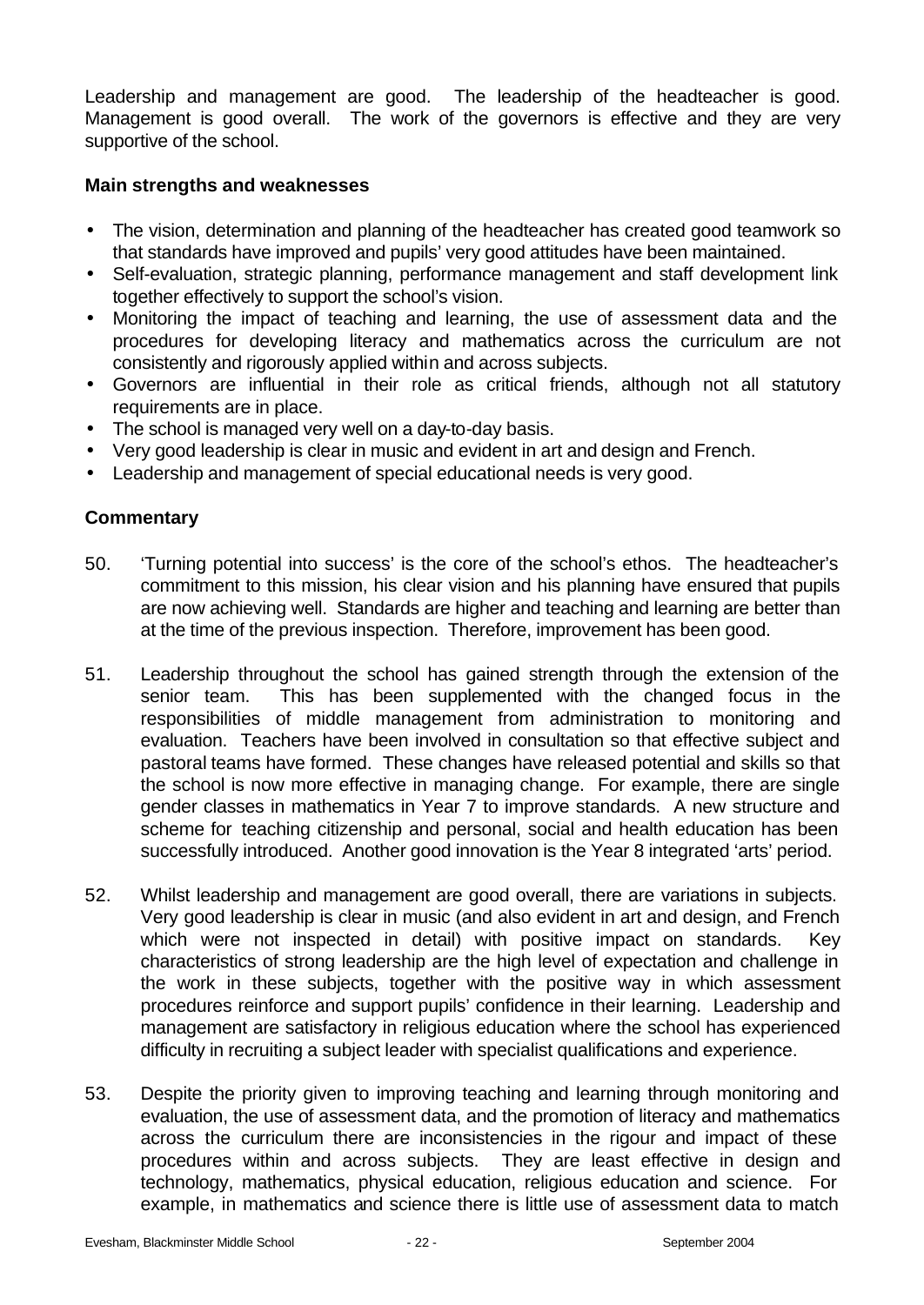Leadership and management are good. The leadership of the headteacher is good. Management is good overall. The work of the governors is effective and they are very supportive of the school.

**Main strengths and weaknesses**

- The vision, determination and planning of the headteacher has created good teamwork so that standards have improved and pupils' very good attitudes have been maintained.
- Self-evaluation, strategic planning, performance management and staff development link together effectively to support the school's vision.
- Monitoring the impact of teaching and learning, the use of assessment data and the procedures for developing literacy and mathematics across the curriculum are not consistently and rigorously applied within and across subjects.
- Governors are influential in their role as critical friends, although not all statutory requirements are in place.
- The school is managed very well on a day-to-day basis.
- Very good leadership is clear in music and evident in art and design and French.
- Leadership and management of special educational needs is very good.

## Commentary

50. 'Turning potential into success' is the core of the school's ethos. The headteacher's commitment to this mission, his clear vision and his planning have ensured that pupils are now achieving well. Standards are higher and teaching and learning are better than at the time of the previous inspection. Therefore, improvement has been good.

51. Leadership throughout the school has gained strength through the extension of the senior team. This has been supplemented with the changed focus in the responsibilities of middle management from administration to monitoring and evaluation. Teachers have been involved in consultation so that effective subject and pastoral teams have formed. These changes have released potential and skills so that the school is now more effective in managing change. For example, there are single gender classes in mathematics in Year 7 to improve standards. A new structure and scheme for teaching citizenship and personal, social and health education has been successfully introduced. Another good innovation is the Year 8 integrated 'arts' period.

52. Whilst leadership and management are good overall, there are variations in subjects. Very good leadership is clear in music (and also evident in art and design, and French which were not inspected in detail) with positive impact on standards. Key characteristics of strong leadership are the high level of expectation and challenge in the work in these subjects, together with the positive way in which assessment procedures reinforce and support pupils' confidence in their learning. Leadership and management are satisfactory in religious education where the school has experienced difficulty in recruiting a subject leader with specialist qualifications and experience.

53. Despite the priority given to improving teaching and learning through monitoring and evaluation, the use of assessment data, and the promotion of literacy and mathematics across the curriculum there are inconsistencies in the rigour and impact of these procedures within and across subjects. They are least effective in design and technology, mathematics, physical education, religious education and science. For example, in mathematics and science there is little use of assessment data to match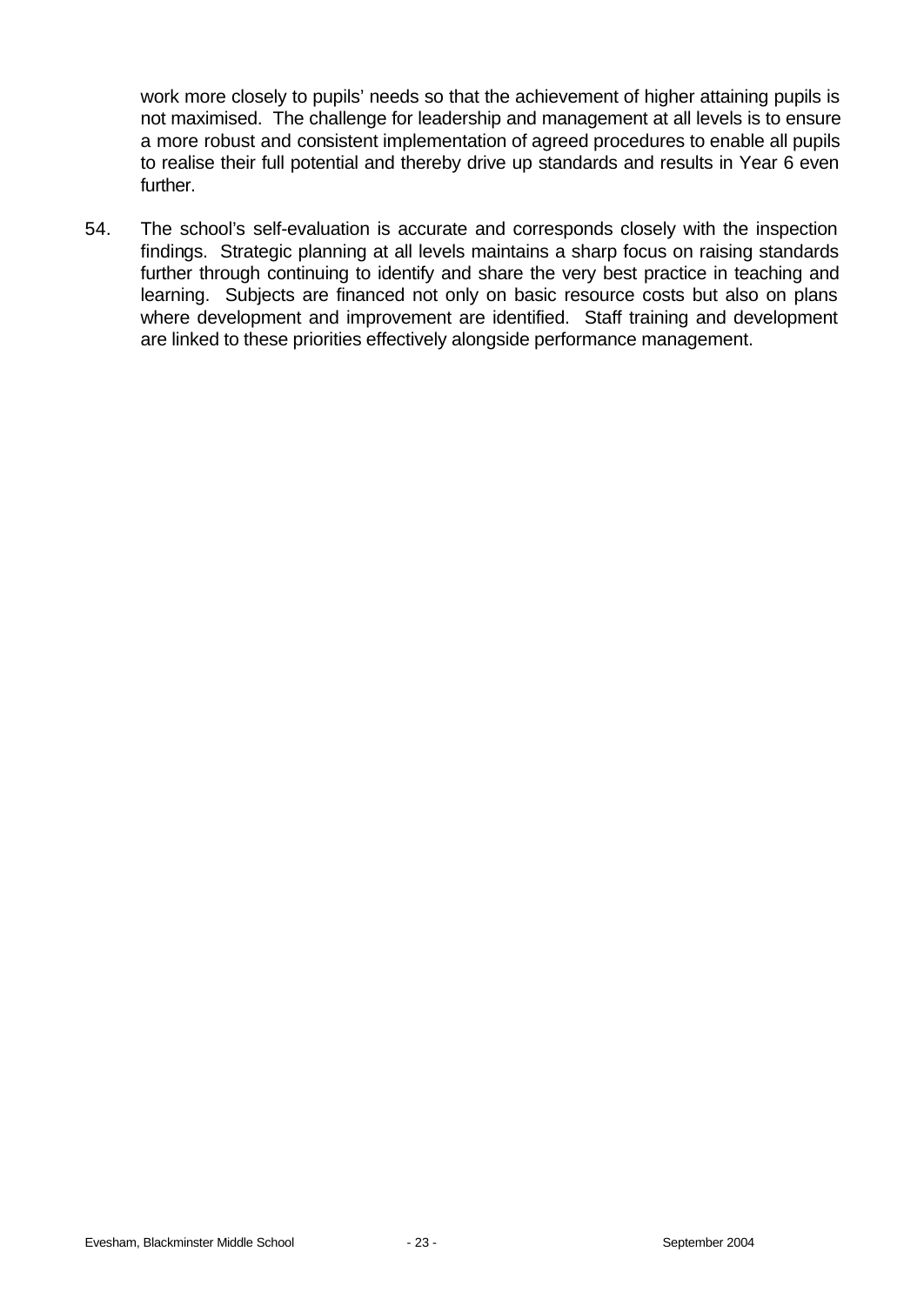work more closely to pupils' needs so that the achievement of higher attaining pupils is not maximised. The challenge for leadership and management at all levels is to ensure a more robust and consistent implementation of agreed procedures to enable all pupils to realise their full potential and thereby drive up standards and results in Year 6 even further.

54. The school's self-evaluation is accurate and corresponds closely with the inspection findings. Strategic planning at all levels maintains a sharp focus on raising standards further through continuing to identify and share the very best practice in teaching and learning. Subjects are financed not only on basic resource costs but also on plans where development and improvement are identified. Staff training and development are linked to these priorities effectively alongside performance management.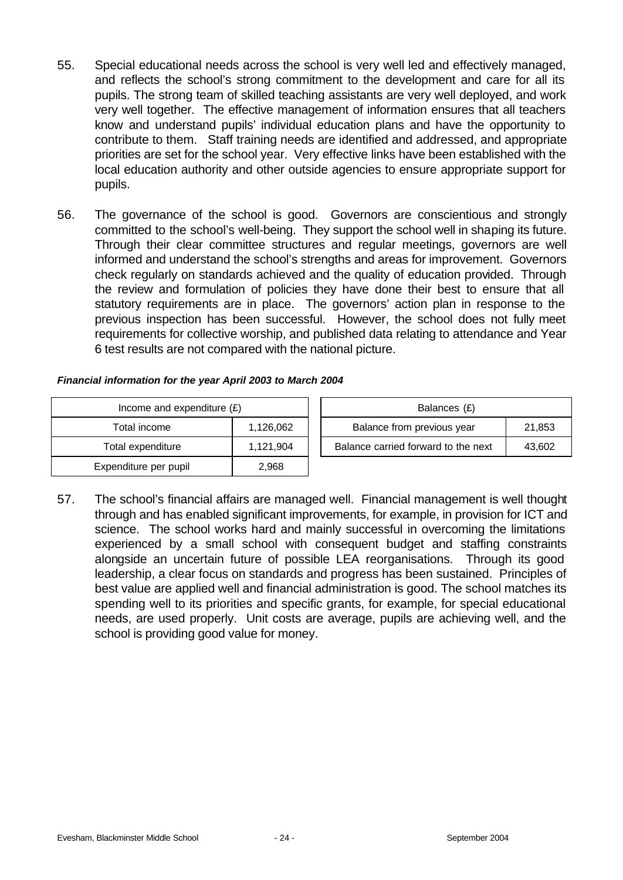55. Special educational needs across the school is very well led and effectively managed, and reflects the school's strong commitment to the development and care for all its pupils. The strong team of skilled teaching assistants are very well deployed, and work very well together. The effective management of information ensures that all teachers know and understand pupils' individual education plans and have the opportunity to contribute to them. Staff training needs are identified and addressed, and appropriate priorities are set for the school year. Very effective links have been established with the local education authority and other outside agencies to ensure appropriate support for pupils.

56. The governance of the school is good. Governors are conscientious and strongly committed to the school's well-being. They support the school well in shaping its future. Through their clear committee structures and regular meetings, governors are well informed and understand the school's strengths and areas for improvement. Governors check regularly on standards achieved and the quality of education provided. Through the review and formulation of policies they have done their best to ensure that all statutory requirements are in place. The governors' action plan in response to the previous inspection has been successful. However, the school does not fully meet requirements for collective worship, and published data relating to attendance and Year 6 test results are not compared with the national picture.

***Financial information for the year April 2003 to March 2004***

| Income and expenditure (£) | |
|---|---|
| Total income | 1,126,062 |
| Total expenditure | 1,121,904 |
| Expenditure per pupil | 2,968 |

| Balances (£) | |
|---|---|
| Balance from previous year | 21,853 |
| Balance carried forward to the next | 43,602 |

57. The school's financial affairs are managed well. Financial management is well thought through and has enabled significant improvements, for example, in provision for ICT and science. The school works hard and mainly successful in overcoming the limitations experienced by a small school with consequent budget and staffing constraints alongside an uncertain future of possible LEA reorganisations. Through its good leadership, a clear focus on standards and progress has been sustained. Principles of best value are applied well and financial administration is good. The school matches its spending well to its priorities and specific grants, for example, for special educational needs, are used properly. Unit costs are average, pupils are achieving well, and the school is providing good value for money.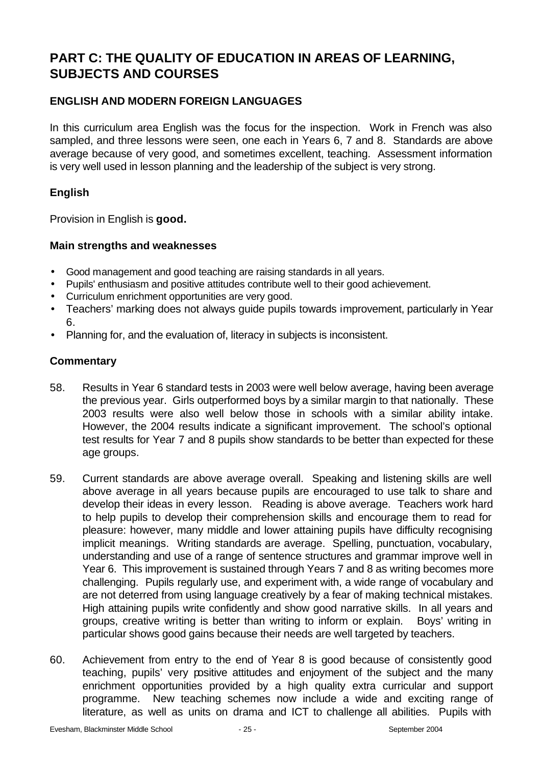# PART C: THE QUALITY OF EDUCATION IN AREAS OF LEARNING, SUBJECTS AND COURSES

## ENGLISH AND MODERN FOREIGN LANGUAGES

In this curriculum area English was the focus for the inspection. Work in French was also sampled, and three lessons were seen, one each in Years 6, 7 and 8. Standards are above average because of very good, and sometimes excellent, teaching. Assessment information is very well used in lesson planning and the leadership of the subject is very strong.

### English

Provision in English is **good.**

#### Main strengths and weaknesses

- Good management and good teaching are raising standards in all years.
- Pupils' enthusiasm and positive attitudes contribute well to their good achievement.
- Curriculum enrichment opportunities are very good.
- Teachers' marking does not always guide pupils towards improvement, particularly in Year 6.
- Planning for, and the evaluation of, literacy in subjects is inconsistent.

#### Commentary

58. Results in Year 6 standard tests in 2003 were well below average, having been average the previous year. Girls outperformed boys by a similar margin to that nationally. These 2003 results were also well below those in schools with a similar ability intake. However, the 2004 results indicate a significant improvement. The school's optional test results for Year 7 and 8 pupils show standards to be better than expected for these age groups.

59. Current standards are above average overall. Speaking and listening skills are well above average in all years because pupils are encouraged to use talk to share and develop their ideas in every lesson. Reading is above average. Teachers work hard to help pupils to develop their comprehension skills and encourage them to read for pleasure: however, many middle and lower attaining pupils have difficulty recognising implicit meanings. Writing standards are average. Spelling, punctuation, vocabulary, understanding and use of a range of sentence structures and grammar improve well in Year 6. This improvement is sustained through Years 7 and 8 as writing becomes more challenging. Pupils regularly use, and experiment with, a wide range of vocabulary and are not deterred from using language creatively by a fear of making technical mistakes. High attaining pupils write confidently and show good narrative skills. In all years and groups, creative writing is better than writing to inform or explain. Boys' writing in particular shows good gains because their needs are well targeted by teachers.

60. Achievement from entry to the end of Year 8 is good because of consistently good teaching, pupils' very positive attitudes and enjoyment of the subject and the many enrichment opportunities provided by a high quality extra curricular and support programme. New teaching schemes now include a wide and exciting range of literature, as well as units on drama and ICT to challenge all abilities. Pupils with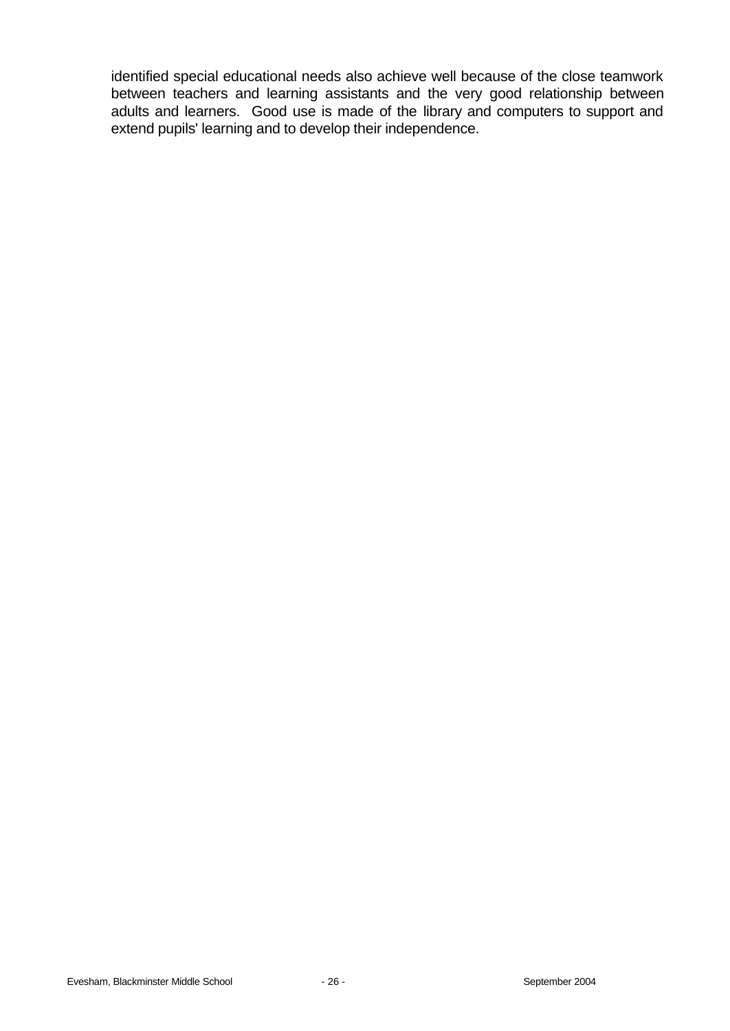identified special educational needs also achieve well because of the close teamwork between teachers and learning assistants and the very good relationship between adults and learners. Good use is made of the library and computers to support and extend pupils' learning and to develop their independence.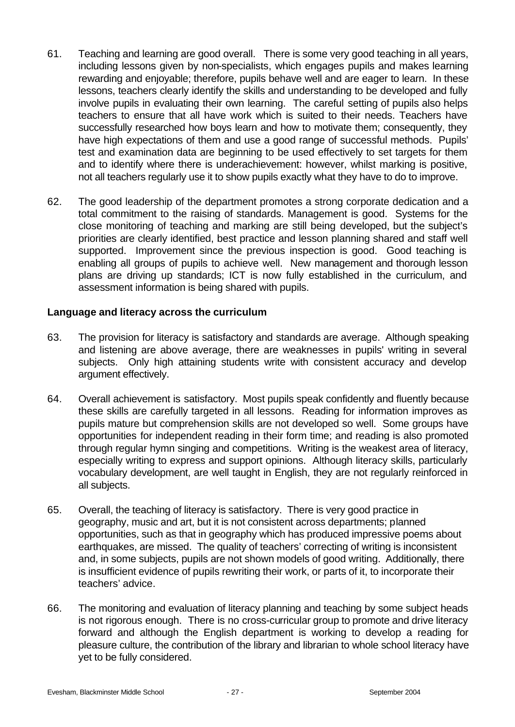61. Teaching and learning are good overall. There is some very good teaching in all years, including lessons given by non-specialists, which engages pupils and makes learning rewarding and enjoyable; therefore, pupils behave well and are eager to learn. In these lessons, teachers clearly identify the skills and understanding to be developed and fully involve pupils in evaluating their own learning. The careful setting of pupils also helps teachers to ensure that all have work which is suited to their needs. Teachers have successfully researched how boys learn and how to motivate them; consequently, they have high expectations of them and use a good range of successful methods. Pupils' test and examination data are beginning to be used effectively to set targets for them and to identify where there is underachievement: however, whilst marking is positive, not all teachers regularly use it to show pupils exactly what they have to do to improve.

62. The good leadership of the department promotes a strong corporate dedication and a total commitment to the raising of standards. Management is good. Systems for the close monitoring of teaching and marking are still being developed, but the subject's priorities are clearly identified, best practice and lesson planning shared and staff well supported. Improvement since the previous inspection is good. Good teaching is enabling all groups of pupils to achieve well. New management and thorough lesson plans are driving up standards; ICT is now fully established in the curriculum, and assessment information is being shared with pupils.

**Language and literacy across the curriculum**

63. The provision for literacy is satisfactory and standards are average. Although speaking and listening are above average, there are weaknesses in pupils' writing in several subjects. Only high attaining students write with consistent accuracy and develop argument effectively.

64. Overall achievement is satisfactory. Most pupils speak confidently and fluently because these skills are carefully targeted in all lessons. Reading for information improves as pupils mature but comprehension skills are not developed so well. Some groups have opportunities for independent reading in their form time; and reading is also promoted through regular hymn singing and competitions. Writing is the weakest area of literacy, especially writing to express and support opinions. Although literacy skills, particularly vocabulary development, are well taught in English, they are not regularly reinforced in all subjects.

65. Overall, the teaching of literacy is satisfactory. There is very good practice in geography, music and art, but it is not consistent across departments; planned opportunities, such as that in geography which has produced impressive poems about earthquakes, are missed. The quality of teachers' correcting of writing is inconsistent and, in some subjects, pupils are not shown models of good writing. Additionally, there is insufficient evidence of pupils rewriting their work, or parts of it, to incorporate their teachers' advice.

66. The monitoring and evaluation of literacy planning and teaching by some subject heads is not rigorous enough. There is no cross-curricular group to promote and drive literacy forward and although the English department is working to develop a reading for pleasure culture, the contribution of the library and librarian to whole school literacy have yet to be fully considered.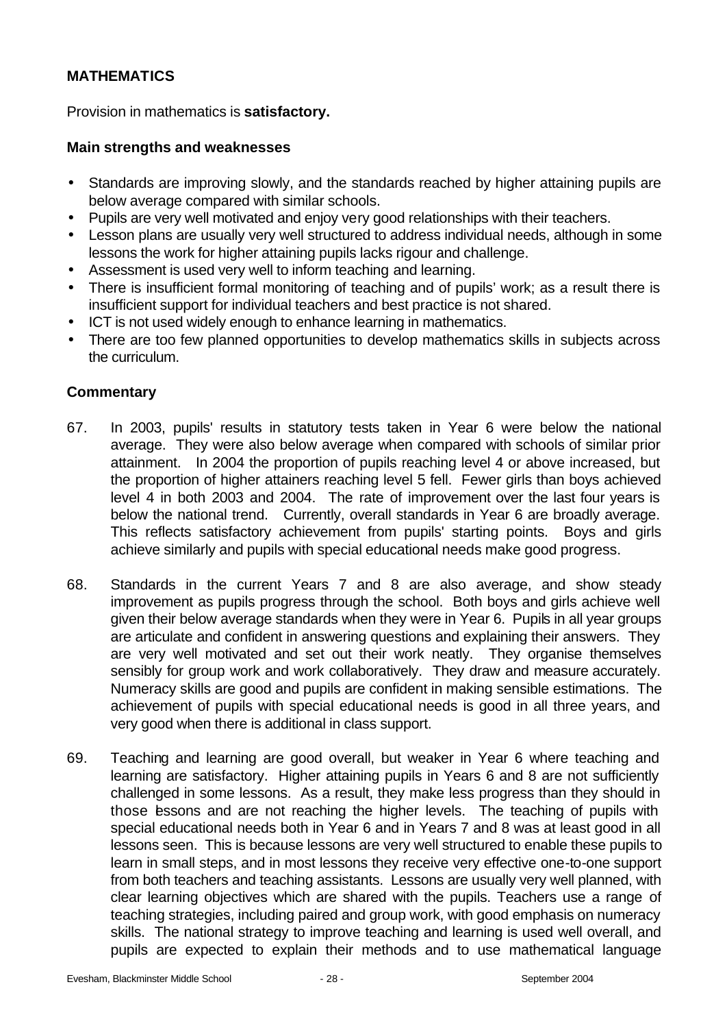## MATHEMATICS

Provision in mathematics is **satisfactory.**

### Main strengths and weaknesses

- Standards are improving slowly, and the standards reached by higher attaining pupils are below average compared with similar schools.
- Pupils are very well motivated and enjoy very good relationships with their teachers.
- Lesson plans are usually very well structured to address individual needs, although in some lessons the work for higher attaining pupils lacks rigour and challenge.
- Assessment is used very well to inform teaching and learning.
- There is insufficient formal monitoring of teaching and of pupils' work; as a result there is insufficient support for individual teachers and best practice is not shared.
- ICT is not used widely enough to enhance learning in mathematics.
- There are too few planned opportunities to develop mathematics skills in subjects across the curriculum.

### Commentary

67. In 2003, pupils' results in statutory tests taken in Year 6 were below the national average. They were also below average when compared with schools of similar prior attainment. In 2004 the proportion of pupils reaching level 4 or above increased, but the proportion of higher attainers reaching level 5 fell. Fewer girls than boys achieved level 4 in both 2003 and 2004. The rate of improvement over the last four years is below the national trend. Currently, overall standards in Year 6 are broadly average. This reflects satisfactory achievement from pupils' starting points. Boys and girls achieve similarly and pupils with special educational needs make good progress.

68. Standards in the current Years 7 and 8 are also average, and show steady improvement as pupils progress through the school. Both boys and girls achieve well given their below average standards when they were in Year 6. Pupils in all year groups are articulate and confident in answering questions and explaining their answers. They are very well motivated and set out their work neatly. They organise themselves sensibly for group work and work collaboratively. They draw and measure accurately. Numeracy skills are good and pupils are confident in making sensible estimations. The achievement of pupils with special educational needs is good in all three years, and very good when there is additional in class support.

69. Teaching and learning are good overall, but weaker in Year 6 where teaching and learning are satisfactory. Higher attaining pupils in Years 6 and 8 are not sufficiently challenged in some lessons. As a result, they make less progress than they should in those lessons and are not reaching the higher levels. The teaching of pupils with special educational needs both in Year 6 and in Years 7 and 8 was at least good in all lessons seen. This is because lessons are very well structured to enable these pupils to learn in small steps, and in most lessons they receive very effective one-to-one support from both teachers and teaching assistants. Lessons are usually very well planned, with clear learning objectives which are shared with the pupils. Teachers use a range of teaching strategies, including paired and group work, with good emphasis on numeracy skills. The national strategy to improve teaching and learning is used well overall, and pupils are expected to explain their methods and to use mathematical language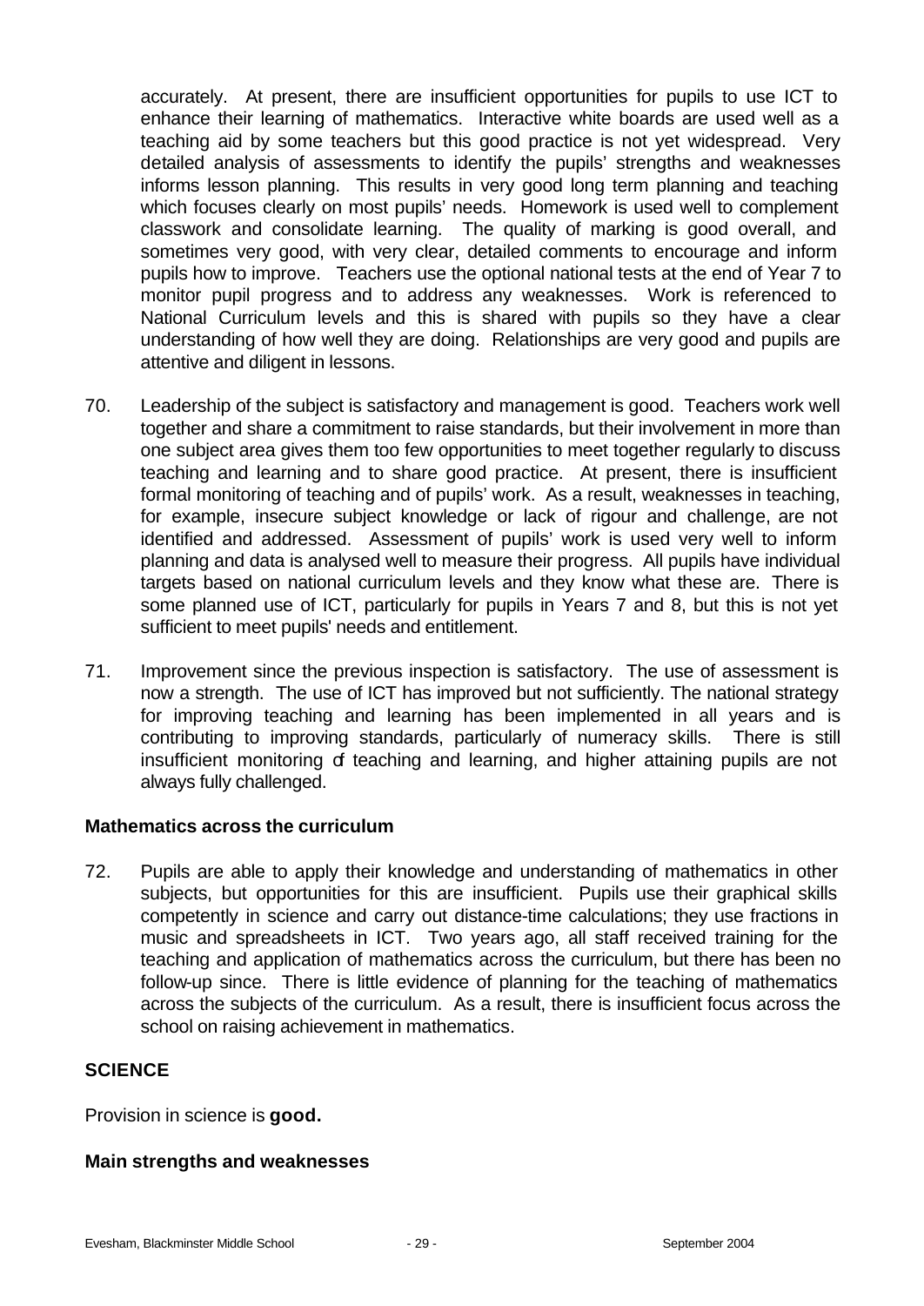accurately. At present, there are insufficient opportunities for pupils to use ICT to enhance their learning of mathematics. Interactive white boards are used well as a teaching aid by some teachers but this good practice is not yet widespread. Very detailed analysis of assessments to identify the pupils' strengths and weaknesses informs lesson planning. This results in very good long term planning and teaching which focuses clearly on most pupils' needs. Homework is used well to complement classwork and consolidate learning. The quality of marking is good overall, and sometimes very good, with very clear, detailed comments to encourage and inform pupils how to improve. Teachers use the optional national tests at the end of Year 7 to monitor pupil progress and to address any weaknesses. Work is referenced to National Curriculum levels and this is shared with pupils so they have a clear understanding of how well they are doing. Relationships are very good and pupils are attentive and diligent in lessons.

70. Leadership of the subject is satisfactory and management is good. Teachers work well together and share a commitment to raise standards, but their involvement in more than one subject area gives them too few opportunities to meet together regularly to discuss teaching and learning and to share good practice. At present, there is insufficient formal monitoring of teaching and of pupils' work. As a result, weaknesses in teaching, for example, insecure subject knowledge or lack of rigour and challenge, are not identified and addressed. Assessment of pupils' work is used very well to inform planning and data is analysed well to measure their progress. All pupils have individual targets based on national curriculum levels and they know what these are. There is some planned use of ICT, particularly for pupils in Years 7 and 8, but this is not yet sufficient to meet pupils' needs and entitlement.

71. Improvement since the previous inspection is satisfactory. The use of assessment is now a strength. The use of ICT has improved but not sufficiently. The national strategy for improving teaching and learning has been implemented in all years and is contributing to improving standards, particularly of numeracy skills. There is still insufficient monitoring of teaching and learning, and higher attaining pupils are not always fully challenged.

### Mathematics across the curriculum

72. Pupils are able to apply their knowledge and understanding of mathematics in other subjects, but opportunities for this are insufficient. Pupils use their graphical skills competently in science and carry out distance-time calculations; they use fractions in music and spreadsheets in ICT. Two years ago, all staff received training for the teaching and application of mathematics across the curriculum, but there has been no follow-up since. There is little evidence of planning for the teaching of mathematics across the subjects of the curriculum. As a result, there is insufficient focus across the school on raising achievement in mathematics.

## SCIENCE

Provision in science is **good.**

### Main strengths and weaknesses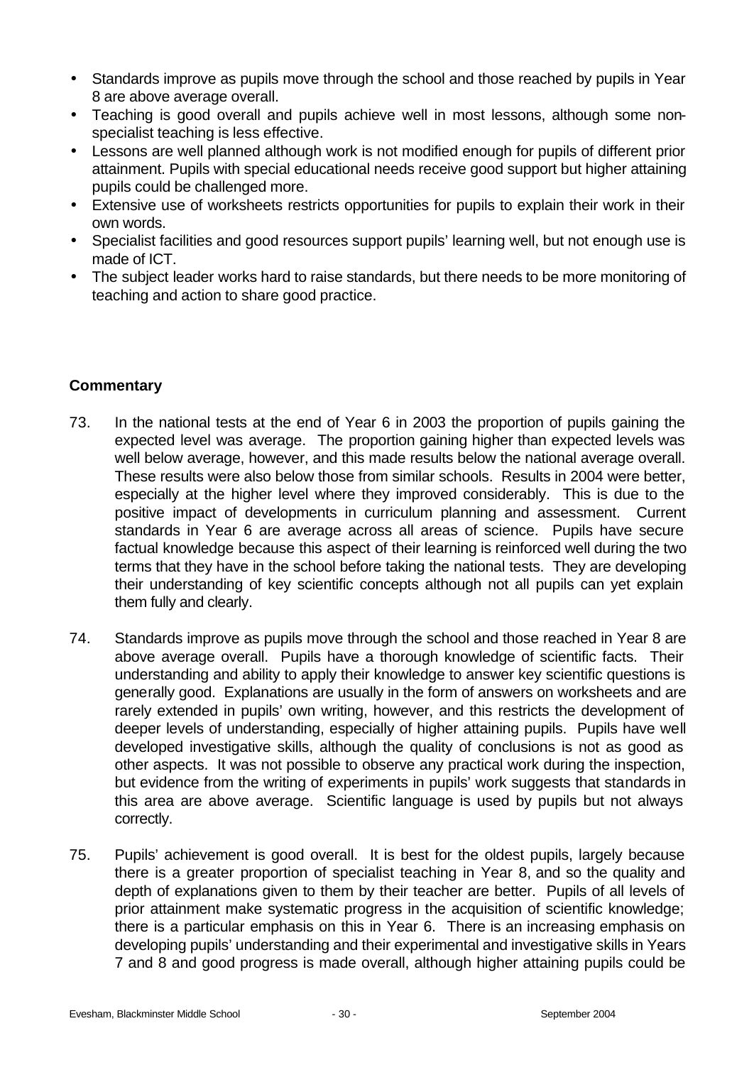- Standards improve as pupils move through the school and those reached by pupils in Year 8 are above average overall.
- Teaching is good overall and pupils achieve well in most lessons, although some non-specialist teaching is less effective.
- Lessons are well planned although work is not modified enough for pupils of different prior attainment. Pupils with special educational needs receive good support but higher attaining pupils could be challenged more.
- Extensive use of worksheets restricts opportunities for pupils to explain their work in their own words.
- Specialist facilities and good resources support pupils' learning well, but not enough use is made of ICT.
- The subject leader works hard to raise standards, but there needs to be more monitoring of teaching and action to share good practice.

**Commentary**

73. In the national tests at the end of Year 6 in 2003 the proportion of pupils gaining the expected level was average. The proportion gaining higher than expected levels was well below average, however, and this made results below the national average overall. These results were also below those from similar schools. Results in 2004 were better, especially at the higher level where they improved considerably. This is due to the positive impact of developments in curriculum planning and assessment. Current standards in Year 6 are average across all areas of science. Pupils have secure factual knowledge because this aspect of their learning is reinforced well during the two terms that they have in the school before taking the national tests. They are developing their understanding of key scientific concepts although not all pupils can yet explain them fully and clearly.

74. Standards improve as pupils move through the school and those reached in Year 8 are above average overall. Pupils have a thorough knowledge of scientific facts. Their understanding and ability to apply their knowledge to answer key scientific questions is generally good. Explanations are usually in the form of answers on worksheets and are rarely extended in pupils' own writing, however, and this restricts the development of deeper levels of understanding, especially of higher attaining pupils. Pupils have well developed investigative skills, although the quality of conclusions is not as good as other aspects. It was not possible to observe any practical work during the inspection, but evidence from the writing of experiments in pupils' work suggests that standards in this area are above average. Scientific language is used by pupils but not always correctly.

75. Pupils' achievement is good overall. It is best for the oldest pupils, largely because there is a greater proportion of specialist teaching in Year 8, and so the quality and depth of explanations given to them by their teacher are better. Pupils of all levels of prior attainment make systematic progress in the acquisition of scientific knowledge; there is a particular emphasis on this in Year 6. There is an increasing emphasis on developing pupils' understanding and their experimental and investigative skills in Years 7 and 8 and good progress is made overall, although higher attaining pupils could be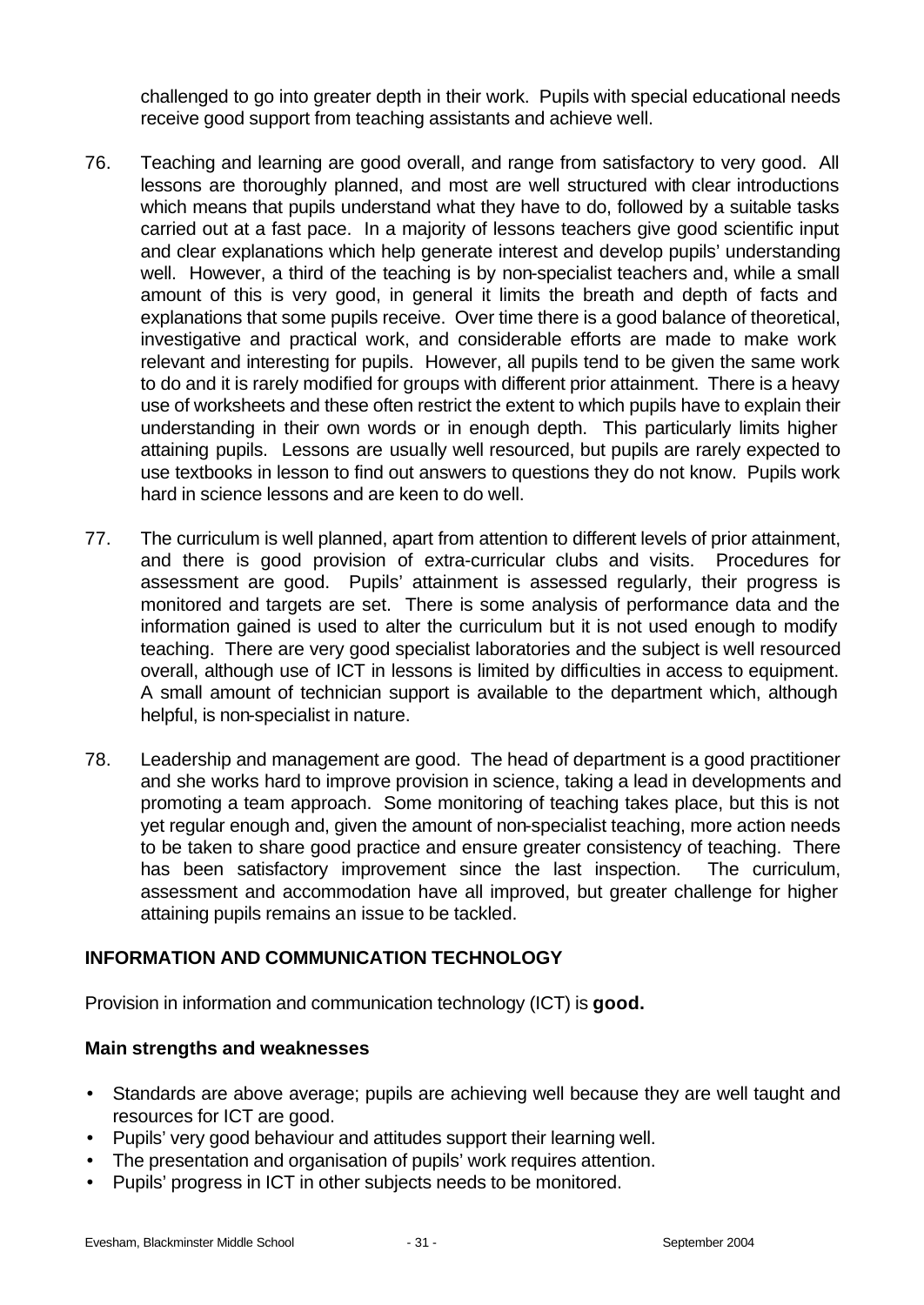challenged to go into greater depth in their work. Pupils with special educational needs receive good support from teaching assistants and achieve well.

76. Teaching and learning are good overall, and range from satisfactory to very good. All lessons are thoroughly planned, and most are well structured with clear introductions which means that pupils understand what they have to do, followed by a suitable tasks carried out at a fast pace. In a majority of lessons teachers give good scientific input and clear explanations which help generate interest and develop pupils' understanding well. However, a third of the teaching is by non-specialist teachers and, while a small amount of this is very good, in general it limits the breath and depth of facts and explanations that some pupils receive. Over time there is a good balance of theoretical, investigative and practical work, and considerable efforts are made to make work relevant and interesting for pupils. However, all pupils tend to be given the same work to do and it is rarely modified for groups with different prior attainment. There is a heavy use of worksheets and these often restrict the extent to which pupils have to explain their understanding in their own words or in enough depth. This particularly limits higher attaining pupils. Lessons are usually well resourced, but pupils are rarely expected to use textbooks in lesson to find out answers to questions they do not know. Pupils work hard in science lessons and are keen to do well.

77. The curriculum is well planned, apart from attention to different levels of prior attainment, and there is good provision of extra-curricular clubs and visits. Procedures for assessment are good. Pupils' attainment is assessed regularly, their progress is monitored and targets are set. There is some analysis of performance data and the information gained is used to alter the curriculum but it is not used enough to modify teaching. There are very good specialist laboratories and the subject is well resourced overall, although use of ICT in lessons is limited by difficulties in access to equipment. A small amount of technician support is available to the department which, although helpful, is non-specialist in nature.

78. Leadership and management are good. The head of department is a good practitioner and she works hard to improve provision in science, taking a lead in developments and promoting a team approach. Some monitoring of teaching takes place, but this is not yet regular enough and, given the amount of non-specialist teaching, more action needs to be taken to share good practice and ensure greater consistency of teaching. There has been satisfactory improvement since the last inspection. The curriculum, assessment and accommodation have all improved, but greater challenge for higher attaining pupils remains an issue to be tackled.

## INFORMATION AND COMMUNICATION TECHNOLOGY

Provision in information and communication technology (ICT) is **good.**

### Main strengths and weaknesses

- Standards are above average; pupils are achieving well because they are well taught and resources for ICT are good.
- Pupils' very good behaviour and attitudes support their learning well.
- The presentation and organisation of pupils' work requires attention.
- Pupils' progress in ICT in other subjects needs to be monitored.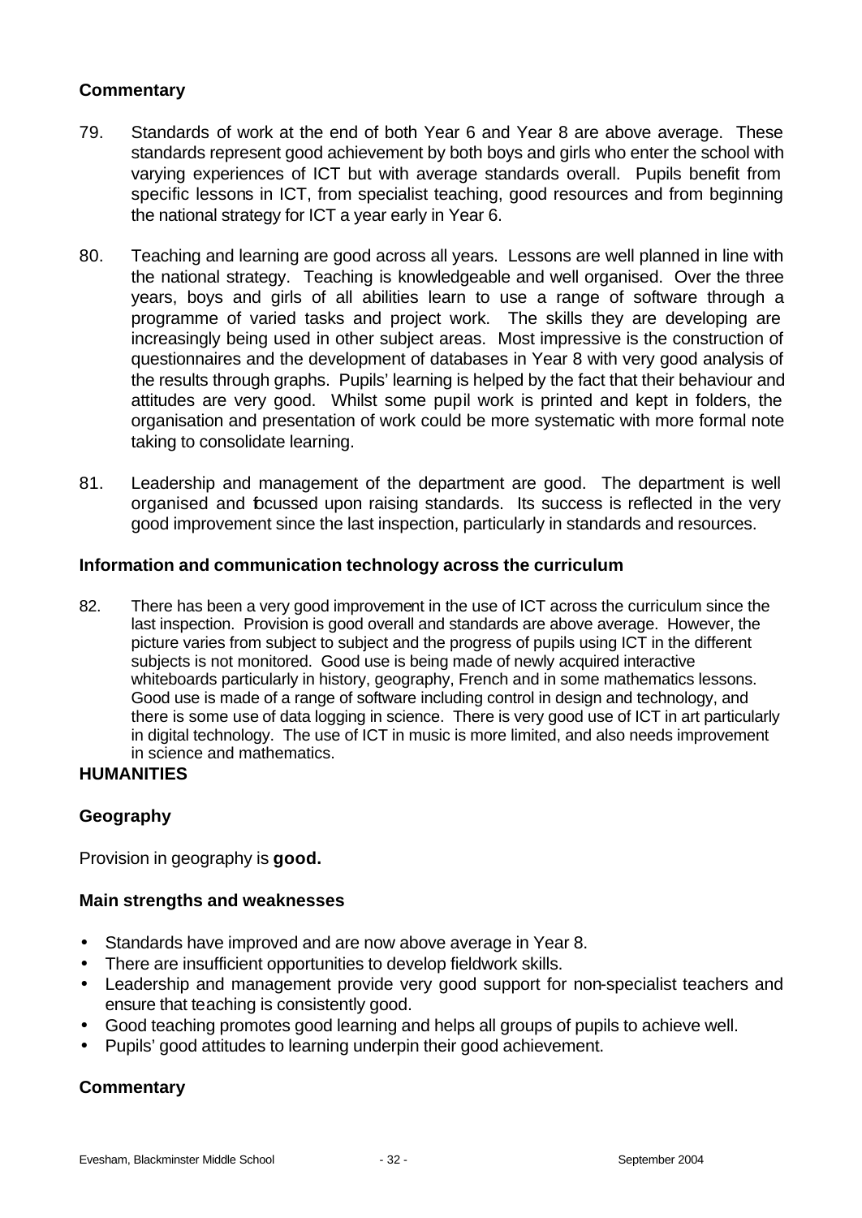### Commentary

79. Standards of work at the end of both Year 6 and Year 8 are above average. These standards represent good achievement by both boys and girls who enter the school with varying experiences of ICT but with average standards overall. Pupils benefit from specific lessons in ICT, from specialist teaching, good resources and from beginning the national strategy for ICT a year early in Year 6.

80. Teaching and learning are good across all years. Lessons are well planned in line with the national strategy. Teaching is knowledgeable and well organised. Over the three years, boys and girls of all abilities learn to use a range of software through a programme of varied tasks and project work. The skills they are developing are increasingly being used in other subject areas. Most impressive is the construction of questionnaires and the development of databases in Year 8 with very good analysis of the results through graphs. Pupils' learning is helped by the fact that their behaviour and attitudes are very good. Whilst some pupil work is printed and kept in folders, the organisation and presentation of work could be more systematic with more formal note taking to consolidate learning.

81. Leadership and management of the department are good. The department is well organised and focussed upon raising standards. Its success is reflected in the very good improvement since the last inspection, particularly in standards and resources.

### Information and communication technology across the curriculum

82. There has been a very good improvement in the use of ICT across the curriculum since the last inspection. Provision is good overall and standards are above average. However, the picture varies from subject to subject and the progress of pupils using ICT in the different subjects is not monitored. Good use is being made of newly acquired interactive whiteboards particularly in history, geography, French and in some mathematics lessons. Good use is made of a range of software including control in design and technology, and there is some use of data logging in science. There is very good use of ICT in art particularly in digital technology. The use of ICT in music is more limited, and also needs improvement in science and mathematics.

## HUMANITIES

### Geography

Provision in geography is **good.**

### Main strengths and weaknesses

- Standards have improved and are now above average in Year 8.
- There are insufficient opportunities to develop fieldwork skills.
- Leadership and management provide very good support for non-specialist teachers and ensure that teaching is consistently good.
- Good teaching promotes good learning and helps all groups of pupils to achieve well.
- Pupils' good attitudes to learning underpin their good achievement.

### Commentary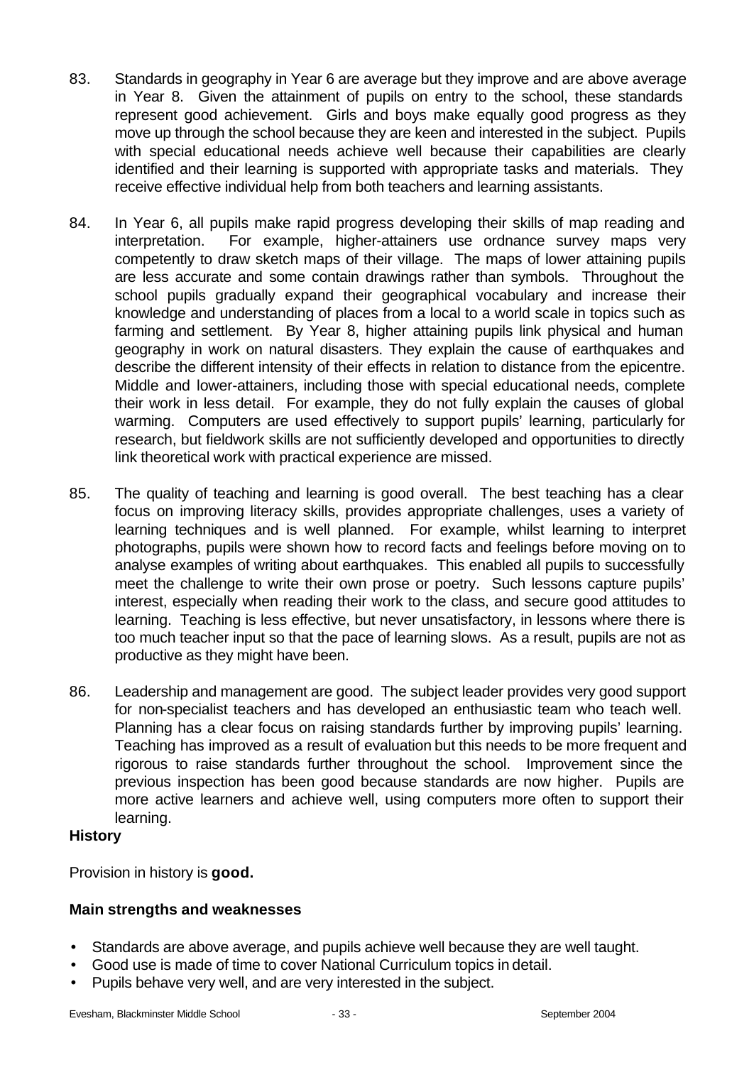83. Standards in geography in Year 6 are average but they improve and are above average in Year 8. Given the attainment of pupils on entry to the school, these standards represent good achievement. Girls and boys make equally good progress as they move up through the school because they are keen and interested in the subject. Pupils with special educational needs achieve well because their capabilities are clearly identified and their learning is supported with appropriate tasks and materials. They receive effective individual help from both teachers and learning assistants.

84. In Year 6, all pupils make rapid progress developing their skills of map reading and interpretation. For example, higher-attainers use ordnance survey maps very competently to draw sketch maps of their village. The maps of lower attaining pupils are less accurate and some contain drawings rather than symbols. Throughout the school pupils gradually expand their geographical vocabulary and increase their knowledge and understanding of places from a local to a world scale in topics such as farming and settlement. By Year 8, higher attaining pupils link physical and human geography in work on natural disasters. They explain the cause of earthquakes and describe the different intensity of their effects in relation to distance from the epicentre. Middle and lower-attainers, including those with special educational needs, complete their work in less detail. For example, they do not fully explain the causes of global warming. Computers are used effectively to support pupils' learning, particularly for research, but fieldwork skills are not sufficiently developed and opportunities to directly link theoretical work with practical experience are missed.

85. The quality of teaching and learning is good overall. The best teaching has a clear focus on improving literacy skills, provides appropriate challenges, uses a variety of learning techniques and is well planned. For example, whilst learning to interpret photographs, pupils were shown how to record facts and feelings before moving on to analyse examples of writing about earthquakes. This enabled all pupils to successfully meet the challenge to write their own prose or poetry. Such lessons capture pupils' interest, especially when reading their work to the class, and secure good attitudes to learning. Teaching is less effective, but never unsatisfactory, in lessons where there is too much teacher input so that the pace of learning slows. As a result, pupils are not as productive as they might have been.

86. Leadership and management are good. The subject leader provides very good support for non-specialist teachers and has developed an enthusiastic team who teach well. Planning has a clear focus on raising standards further by improving pupils' learning. Teaching has improved as a result of evaluation but this needs to be more frequent and rigorous to raise standards further throughout the school. Improvement since the previous inspection has been good because standards are now higher. Pupils are more active learners and achieve well, using computers more often to support their learning.

### History

Provision in history is **good.**

#### Main strengths and weaknesses

- Standards are above average, and pupils achieve well because they are well taught.
- Good use is made of time to cover National Curriculum topics in detail.
- Pupils behave very well, and are very interested in the subject.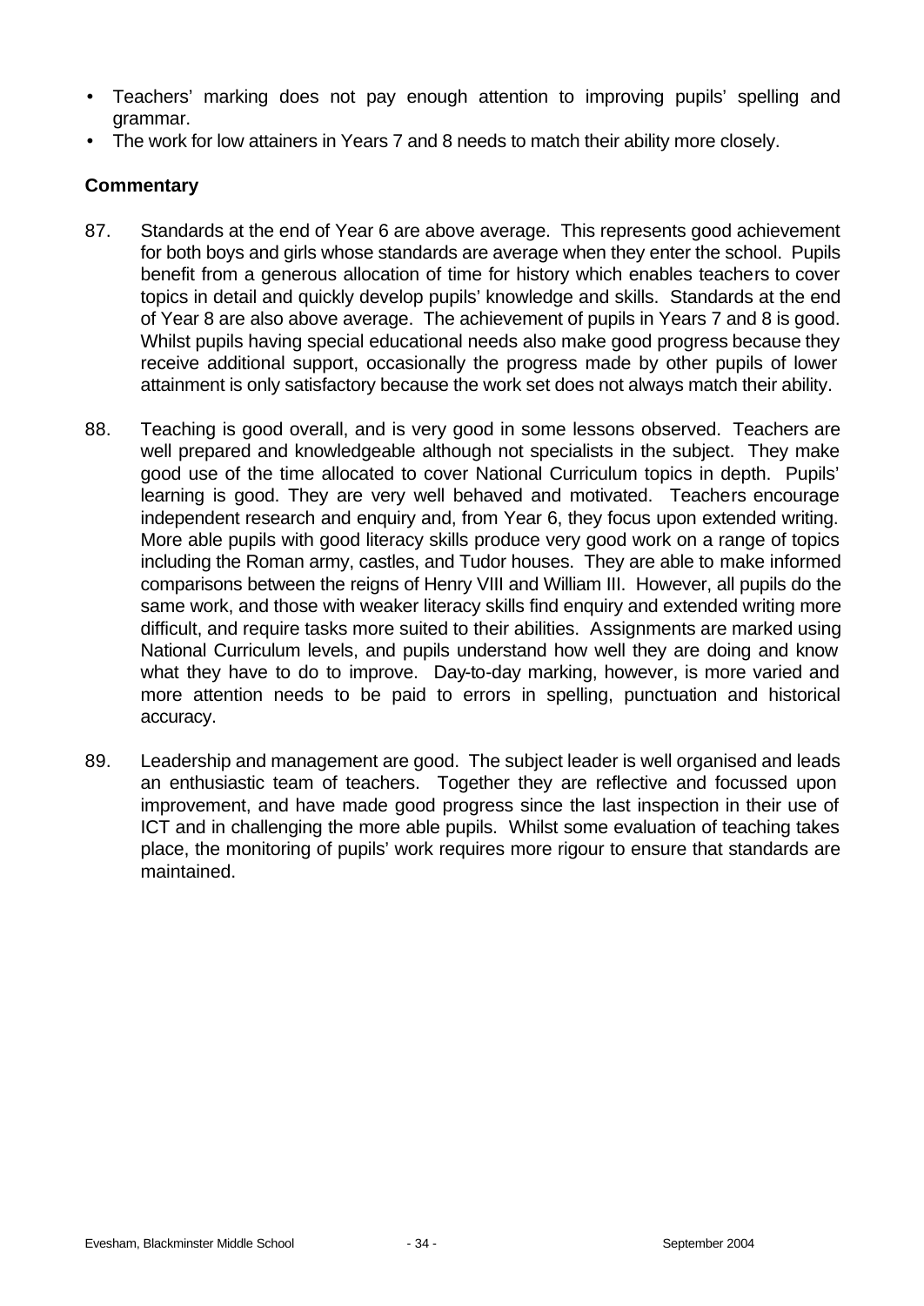- Teachers' marking does not pay enough attention to improving pupils' spelling and grammar.
- The work for low attainers in Years 7 and 8 needs to match their ability more closely.

**Commentary**

87. Standards at the end of Year 6 are above average. This represents good achievement for both boys and girls whose standards are average when they enter the school. Pupils benefit from a generous allocation of time for history which enables teachers to cover topics in detail and quickly develop pupils' knowledge and skills. Standards at the end of Year 8 are also above average. The achievement of pupils in Years 7 and 8 is good. Whilst pupils having special educational needs also make good progress because they receive additional support, occasionally the progress made by other pupils of lower attainment is only satisfactory because the work set does not always match their ability.

88. Teaching is good overall, and is very good in some lessons observed. Teachers are well prepared and knowledgeable although not specialists in the subject. They make good use of the time allocated to cover National Curriculum topics in depth. Pupils' learning is good. They are very well behaved and motivated. Teachers encourage independent research and enquiry and, from Year 6, they focus upon extended writing. More able pupils with good literacy skills produce very good work on a range of topics including the Roman army, castles, and Tudor houses. They are able to make informed comparisons between the reigns of Henry VIII and William III. However, all pupils do the same work, and those with weaker literacy skills find enquiry and extended writing more difficult, and require tasks more suited to their abilities. Assignments are marked using National Curriculum levels, and pupils understand how well they are doing and know what they have to do to improve. Day-to-day marking, however, is more varied and more attention needs to be paid to errors in spelling, punctuation and historical accuracy.

89. Leadership and management are good. The subject leader is well organised and leads an enthusiastic team of teachers. Together they are reflective and focussed upon improvement, and have made good progress since the last inspection in their use of ICT and in challenging the more able pupils. Whilst some evaluation of teaching takes place, the monitoring of pupils' work requires more rigour to ensure that standards are maintained.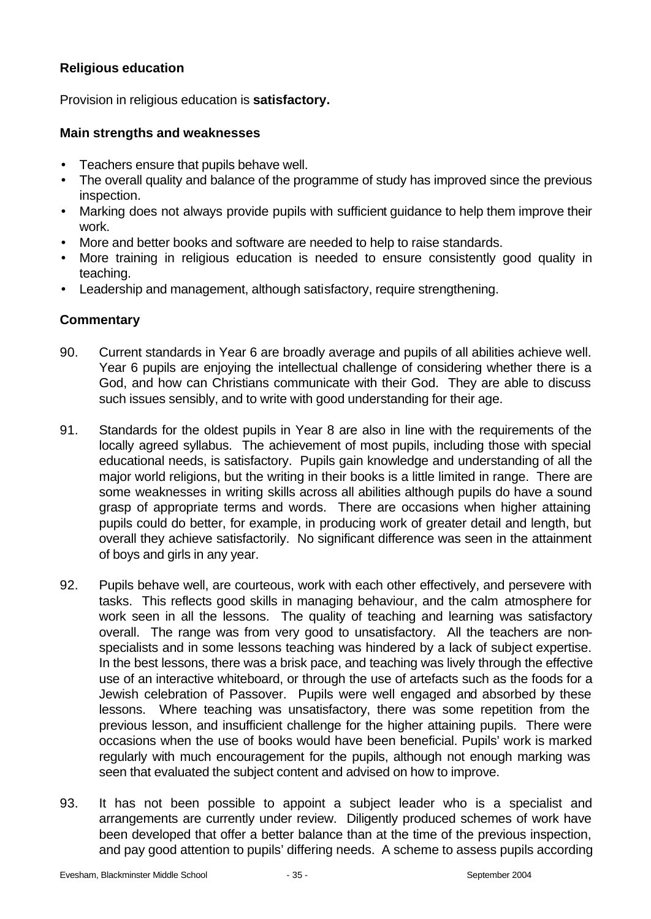### Religious education

Provision in religious education is **satisfactory.**

#### Main strengths and weaknesses

- Teachers ensure that pupils behave well.
- The overall quality and balance of the programme of study has improved since the previous inspection.
- Marking does not always provide pupils with sufficient guidance to help them improve their work.
- More and better books and software are needed to help to raise standards.
- More training in religious education is needed to ensure consistently good quality in teaching.
- Leadership and management, although satisfactory, require strengthening.

#### Commentary

90. Current standards in Year 6 are broadly average and pupils of all abilities achieve well. Year 6 pupils are enjoying the intellectual challenge of considering whether there is a God, and how can Christians communicate with their God. They are able to discuss such issues sensibly, and to write with good understanding for their age.

91. Standards for the oldest pupils in Year 8 are also in line with the requirements of the locally agreed syllabus. The achievement of most pupils, including those with special educational needs, is satisfactory. Pupils gain knowledge and understanding of all the major world religions, but the writing in their books is a little limited in range. There are some weaknesses in writing skills across all abilities although pupils do have a sound grasp of appropriate terms and words. There are occasions when higher attaining pupils could do better, for example, in producing work of greater detail and length, but overall they achieve satisfactorily. No significant difference was seen in the attainment of boys and girls in any year.

92. Pupils behave well, are courteous, work with each other effectively, and persevere with tasks. This reflects good skills in managing behaviour, and the calm atmosphere for work seen in all the lessons. The quality of teaching and learning was satisfactory overall. The range was from very good to unsatisfactory. All the teachers are non-specialists and in some lessons teaching was hindered by a lack of subject expertise. In the best lessons, there was a brisk pace, and teaching was lively through the effective use of an interactive whiteboard, or through the use of artefacts such as the foods for a Jewish celebration of Passover. Pupils were well engaged and absorbed by these lessons. Where teaching was unsatisfactory, there was some repetition from the previous lesson, and insufficient challenge for the higher attaining pupils. There were occasions when the use of books would have been beneficial. Pupils' work is marked regularly with much encouragement for the pupils, although not enough marking was seen that evaluated the subject content and advised on how to improve.

93. It has not been possible to appoint a subject leader who is a specialist and arrangements are currently under review. Diligently produced schemes of work have been developed that offer a better balance than at the time of the previous inspection, and pay good attention to pupils' differing needs. A scheme to assess pupils according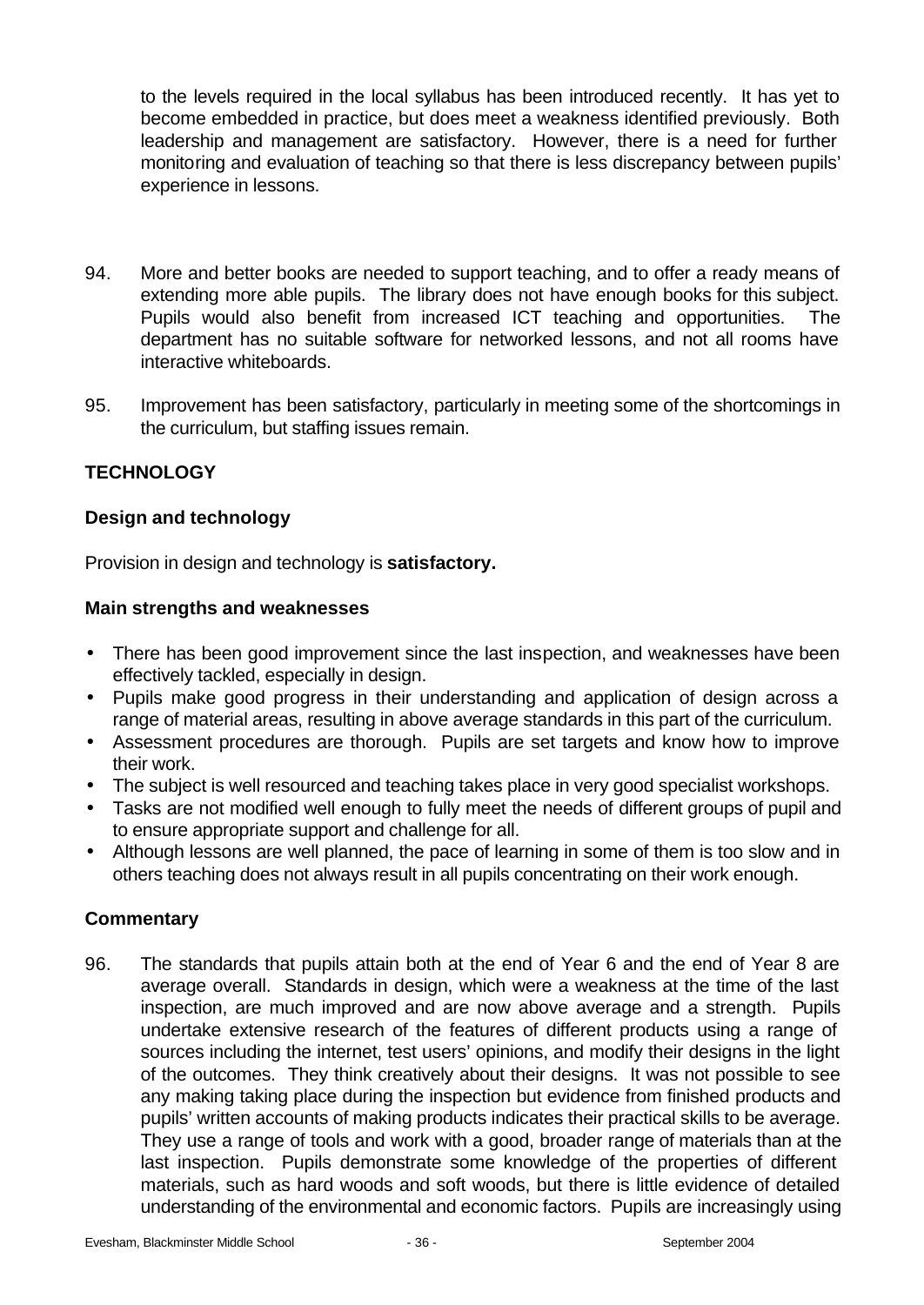to the levels required in the local syllabus has been introduced recently. It has yet to become embedded in practice, but does meet a weakness identified previously. Both leadership and management are satisfactory. However, there is a need for further monitoring and evaluation of teaching so that there is less discrepancy between pupils' experience in lessons.

94. More and better books are needed to support teaching, and to offer a ready means of extending more able pupils. The library does not have enough books for this subject. Pupils would also benefit from increased ICT teaching and opportunities. The department has no suitable software for networked lessons, and not all rooms have interactive whiteboards.

95. Improvement has been satisfactory, particularly in meeting some of the shortcomings in the curriculum, but staffing issues remain.

## TECHNOLOGY

### Design and technology

Provision in design and technology is **satisfactory.**

### Main strengths and weaknesses

- There has been good improvement since the last inspection, and weaknesses have been effectively tackled, especially in design.
- Pupils make good progress in their understanding and application of design across a range of material areas, resulting in above average standards in this part of the curriculum.
- Assessment procedures are thorough. Pupils are set targets and know how to improve their work.
- The subject is well resourced and teaching takes place in very good specialist workshops.
- Tasks are not modified well enough to fully meet the needs of different groups of pupil and to ensure appropriate support and challenge for all.
- Although lessons are well planned, the pace of learning in some of them is too slow and in others teaching does not always result in all pupils concentrating on their work enough.

### Commentary

96. The standards that pupils attain both at the end of Year 6 and the end of Year 8 are average overall. Standards in design, which were a weakness at the time of the last inspection, are much improved and are now above average and a strength. Pupils undertake extensive research of the features of different products using a range of sources including the internet, test users' opinions, and modify their designs in the light of the outcomes. They think creatively about their designs. It was not possible to see any making taking place during the inspection but evidence from finished products and pupils' written accounts of making products indicates their practical skills to be average. They use a range of tools and work with a good, broader range of materials than at the last inspection. Pupils demonstrate some knowledge of the properties of different materials, such as hard woods and soft woods, but there is little evidence of detailed understanding of the environmental and economic factors. Pupils are increasingly using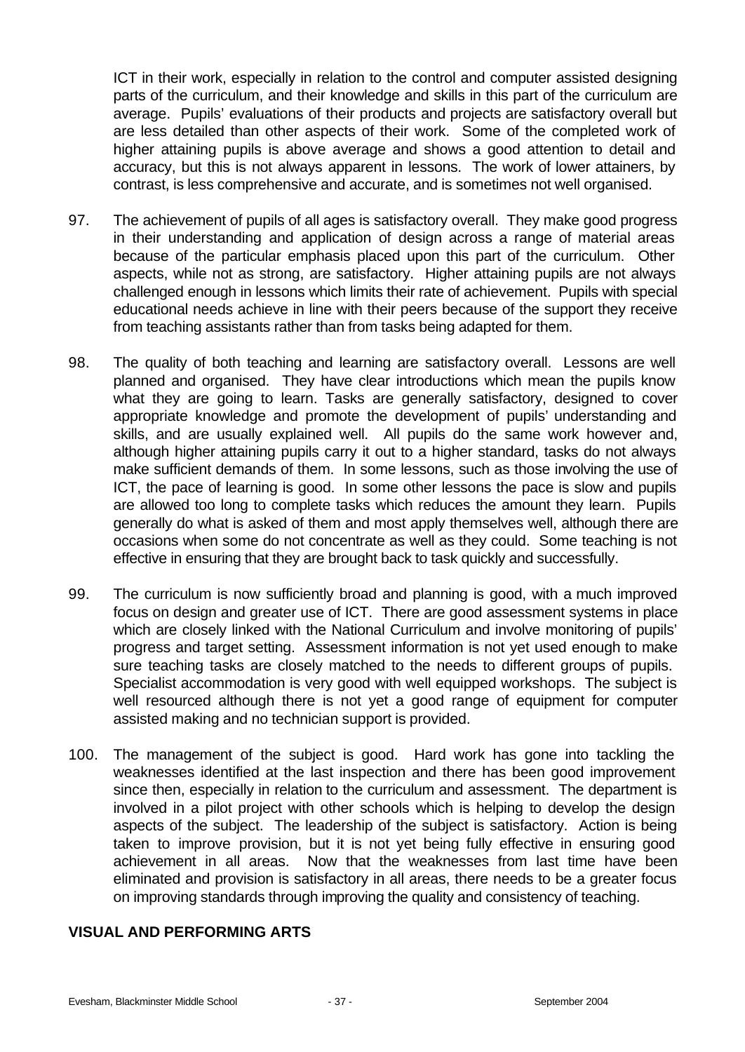ICT in their work, especially in relation to the control and computer assisted designing parts of the curriculum, and their knowledge and skills in this part of the curriculum are average. Pupils' evaluations of their products and projects are satisfactory overall but are less detailed than other aspects of their work. Some of the completed work of higher attaining pupils is above average and shows a good attention to detail and accuracy, but this is not always apparent in lessons. The work of lower attainers, by contrast, is less comprehensive and accurate, and is sometimes not well organised.

97. The achievement of pupils of all ages is satisfactory overall. They make good progress in their understanding and application of design across a range of material areas because of the particular emphasis placed upon this part of the curriculum. Other aspects, while not as strong, are satisfactory. Higher attaining pupils are not always challenged enough in lessons which limits their rate of achievement. Pupils with special educational needs achieve in line with their peers because of the support they receive from teaching assistants rather than from tasks being adapted for them.

98. The quality of both teaching and learning are satisfactory overall. Lessons are well planned and organised. They have clear introductions which mean the pupils know what they are going to learn. Tasks are generally satisfactory, designed to cover appropriate knowledge and promote the development of pupils' understanding and skills, and are usually explained well. All pupils do the same work however and, although higher attaining pupils carry it out to a higher standard, tasks do not always make sufficient demands of them. In some lessons, such as those involving the use of ICT, the pace of learning is good. In some other lessons the pace is slow and pupils are allowed too long to complete tasks which reduces the amount they learn. Pupils generally do what is asked of them and most apply themselves well, although there are occasions when some do not concentrate as well as they could. Some teaching is not effective in ensuring that they are brought back to task quickly and successfully.

99. The curriculum is now sufficiently broad and planning is good, with a much improved focus on design and greater use of ICT. There are good assessment systems in place which are closely linked with the National Curriculum and involve monitoring of pupils' progress and target setting. Assessment information is not yet used enough to make sure teaching tasks are closely matched to the needs to different groups of pupils. Specialist accommodation is very good with well equipped workshops. The subject is well resourced although there is not yet a good range of equipment for computer assisted making and no technician support is provided.

100. The management of the subject is good. Hard work has gone into tackling the weaknesses identified at the last inspection and there has been good improvement since then, especially in relation to the curriculum and assessment. The department is involved in a pilot project with other schools which is helping to develop the design aspects of the subject. The leadership of the subject is satisfactory. Action is being taken to improve provision, but it is not yet being fully effective in ensuring good achievement in all areas. Now that the weaknesses from last time have been eliminated and provision is satisfactory in all areas, there needs to be a greater focus on improving standards through improving the quality and consistency of teaching.

## VISUAL AND PERFORMING ARTS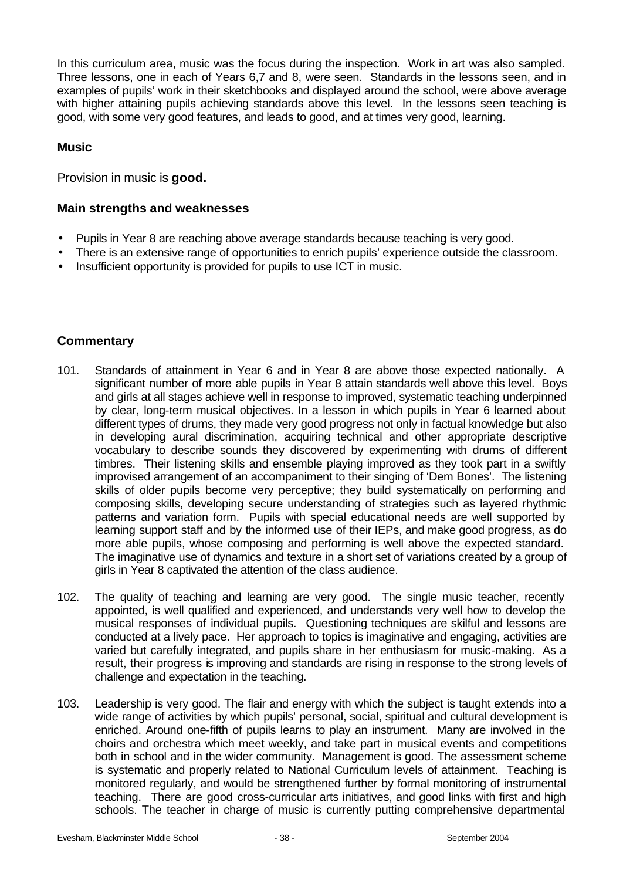In this curriculum area, music was the focus during the inspection. Work in art was also sampled. Three lessons, one in each of Years 6,7 and 8, were seen. Standards in the lessons seen, and in examples of pupils' work in their sketchbooks and displayed around the school, were above average with higher attaining pupils achieving standards above this level. In the lessons seen teaching is good, with some very good features, and leads to good, and at times very good, learning.

### Music

Provision in music is **good.**

### Main strengths and weaknesses

- Pupils in Year 8 are reaching above average standards because teaching is very good.
- There is an extensive range of opportunities to enrich pupils' experience outside the classroom.
- Insufficient opportunity is provided for pupils to use ICT in music.

### Commentary

101. Standards of attainment in Year 6 and in Year 8 are above those expected nationally. A significant number of more able pupils in Year 8 attain standards well above this level. Boys and girls at all stages achieve well in response to improved, systematic teaching underpinned by clear, long-term musical objectives. In a lesson in which pupils in Year 6 learned about different types of drums, they made very good progress not only in factual knowledge but also in developing aural discrimination, acquiring technical and other appropriate descriptive vocabulary to describe sounds they discovered by experimenting with drums of different timbres. Their listening skills and ensemble playing improved as they took part in a swiftly improvised arrangement of an accompaniment to their singing of 'Dem Bones'. The listening skills of older pupils become very perceptive; they build systematically on performing and composing skills, developing secure understanding of strategies such as layered rhythmic patterns and variation form. Pupils with special educational needs are well supported by learning support staff and by the informed use of their IEPs, and make good progress, as do more able pupils, whose composing and performing is well above the expected standard. The imaginative use of dynamics and texture in a short set of variations created by a group of girls in Year 8 captivated the attention of the class audience.

102. The quality of teaching and learning are very good. The single music teacher, recently appointed, is well qualified and experienced, and understands very well how to develop the musical responses of individual pupils. Questioning techniques are skilful and lessons are conducted at a lively pace. Her approach to topics is imaginative and engaging, activities are varied but carefully integrated, and pupils share in her enthusiasm for music-making. As a result, their progress is improving and standards are rising in response to the strong levels of challenge and expectation in the teaching.

103. Leadership is very good. The flair and energy with which the subject is taught extends into a wide range of activities by which pupils' personal, social, spiritual and cultural development is enriched. Around one-fifth of pupils learns to play an instrument. Many are involved in the choirs and orchestra which meet weekly, and take part in musical events and competitions both in school and in the wider community. Management is good. The assessment scheme is systematic and properly related to National Curriculum levels of attainment. Teaching is monitored regularly, and would be strengthened further by formal monitoring of instrumental teaching. There are good cross-curricular arts initiatives, and good links with first and high schools. The teacher in charge of music is currently putting comprehensive departmental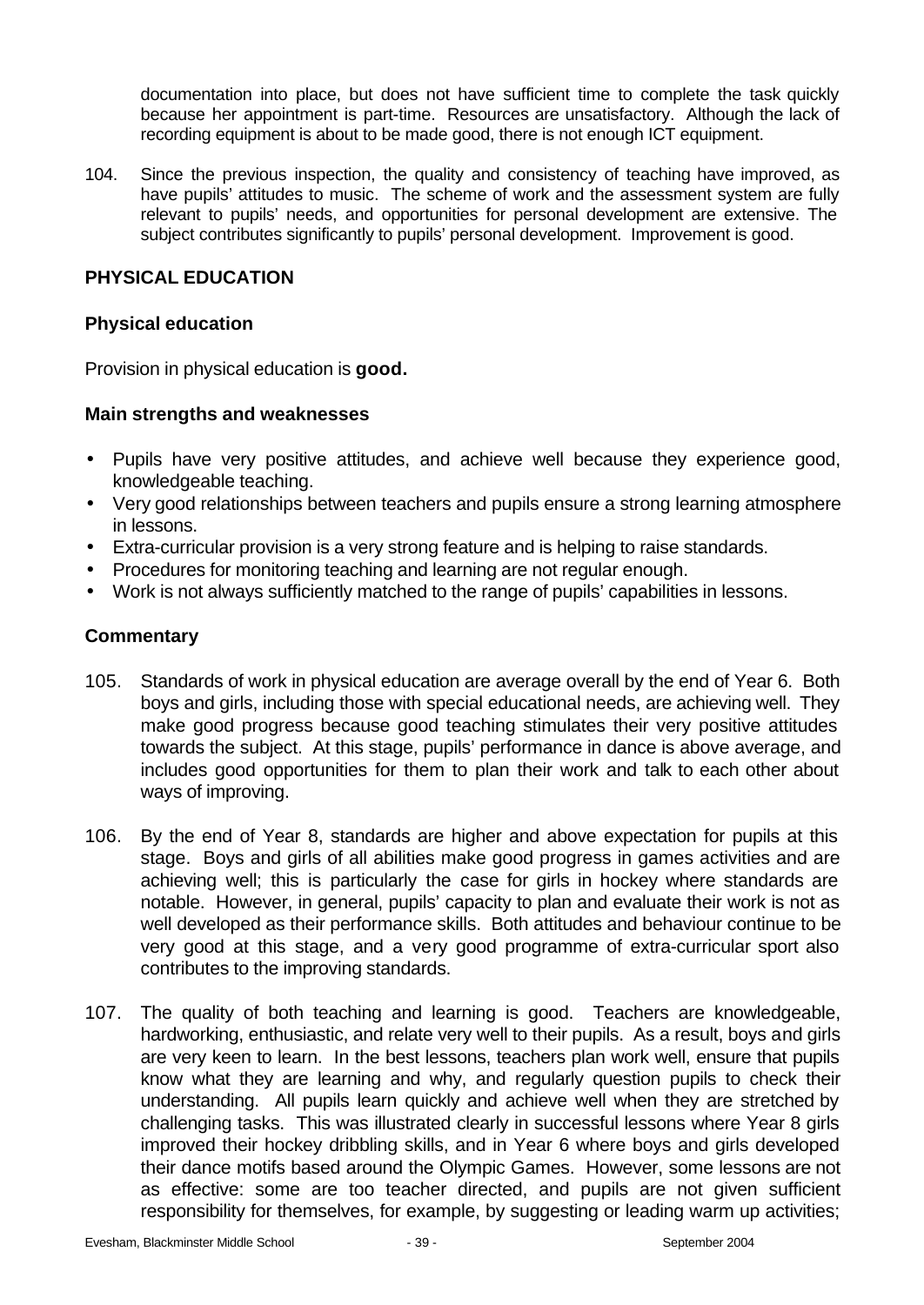documentation into place, but does not have sufficient time to complete the task quickly because her appointment is part-time. Resources are unsatisfactory. Although the lack of recording equipment is about to be made good, there is not enough ICT equipment.

104. Since the previous inspection, the quality and consistency of teaching have improved, as have pupils' attitudes to music. The scheme of work and the assessment system are fully relevant to pupils' needs, and opportunities for personal development are extensive. The subject contributes significantly to pupils' personal development. Improvement is good.

## PHYSICAL EDUCATION

### Physical education

Provision in physical education is **good.**

### Main strengths and weaknesses

- Pupils have very positive attitudes, and achieve well because they experience good, knowledgeable teaching.
- Very good relationships between teachers and pupils ensure a strong learning atmosphere in lessons.
- Extra-curricular provision is a very strong feature and is helping to raise standards.
- Procedures for monitoring teaching and learning are not regular enough.
- Work is not always sufficiently matched to the range of pupils' capabilities in lessons.

### Commentary

105. Standards of work in physical education are average overall by the end of Year 6. Both boys and girls, including those with special educational needs, are achieving well. They make good progress because good teaching stimulates their very positive attitudes towards the subject. At this stage, pupils' performance in dance is above average, and includes good opportunities for them to plan their work and talk to each other about ways of improving.

106. By the end of Year 8, standards are higher and above expectation for pupils at this stage. Boys and girls of all abilities make good progress in games activities and are achieving well; this is particularly the case for girls in hockey where standards are notable. However, in general, pupils' capacity to plan and evaluate their work is not as well developed as their performance skills. Both attitudes and behaviour continue to be very good at this stage, and a very good programme of extra-curricular sport also contributes to the improving standards.

107. The quality of both teaching and learning is good. Teachers are knowledgeable, hardworking, enthusiastic, and relate very well to their pupils. As a result, boys and girls are very keen to learn. In the best lessons, teachers plan work well, ensure that pupils know what they are learning and why, and regularly question pupils to check their understanding. All pupils learn quickly and achieve well when they are stretched by challenging tasks. This was illustrated clearly in successful lessons where Year 8 girls improved their hockey dribbling skills, and in Year 6 where boys and girls developed their dance motifs based around the Olympic Games. However, some lessons are not as effective: some are too teacher directed, and pupils are not given sufficient responsibility for themselves, for example, by suggesting or leading warm up activities;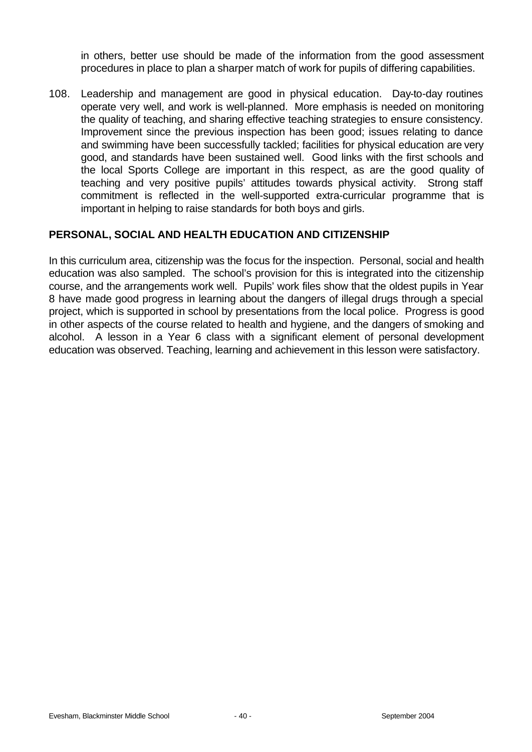in others, better use should be made of the information from the good assessment procedures in place to plan a sharper match of work for pupils of differing capabilities.

108. Leadership and management are good in physical education. Day-to-day routines operate very well, and work is well-planned. More emphasis is needed on monitoring the quality of teaching, and sharing effective teaching strategies to ensure consistency. Improvement since the previous inspection has been good; issues relating to dance and swimming have been successfully tackled; facilities for physical education are very good, and standards have been sustained well. Good links with the first schools and the local Sports College are important in this respect, as are the good quality of teaching and very positive pupils' attitudes towards physical activity. Strong staff commitment is reflected in the well-supported extra-curricular programme that is important in helping to raise standards for both boys and girls.

## PERSONAL, SOCIAL AND HEALTH EDUCATION AND CITIZENSHIP

In this curriculum area, citizenship was the focus for the inspection. Personal, social and health education was also sampled. The school's provision for this is integrated into the citizenship course, and the arrangements work well. Pupils' work files show that the oldest pupils in Year 8 have made good progress in learning about the dangers of illegal drugs through a special project, which is supported in school by presentations from the local police. Progress is good in other aspects of the course related to health and hygiene, and the dangers of smoking and alcohol. A lesson in a Year 6 class with a significant element of personal development education was observed. Teaching, learning and achievement in this lesson were satisfactory.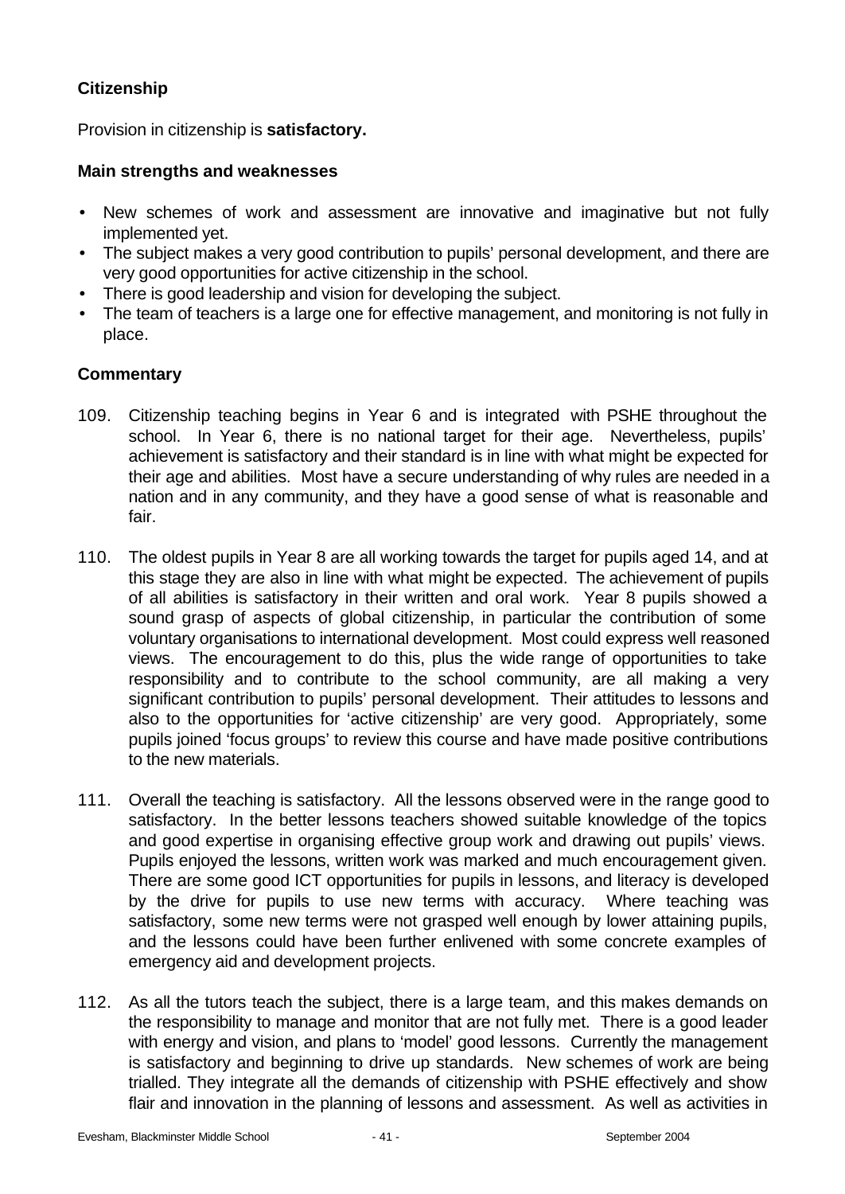### Citizenship

Provision in citizenship is **satisfactory.**

#### Main strengths and weaknesses

- New schemes of work and assessment are innovative and imaginative but not fully implemented yet.
- The subject makes a very good contribution to pupils' personal development, and there are very good opportunities for active citizenship in the school.
- There is good leadership and vision for developing the subject.
- The team of teachers is a large one for effective management, and monitoring is not fully in place.

#### Commentary

109. Citizenship teaching begins in Year 6 and is integrated with PSHE throughout the school. In Year 6, there is no national target for their age. Nevertheless, pupils' achievement is satisfactory and their standard is in line with what might be expected for their age and abilities. Most have a secure understanding of why rules are needed in a nation and in any community, and they have a good sense of what is reasonable and fair.

110. The oldest pupils in Year 8 are all working towards the target for pupils aged 14, and at this stage they are also in line with what might be expected. The achievement of pupils of all abilities is satisfactory in their written and oral work. Year 8 pupils showed a sound grasp of aspects of global citizenship, in particular the contribution of some voluntary organisations to international development. Most could express well reasoned views. The encouragement to do this, plus the wide range of opportunities to take responsibility and to contribute to the school community, are all making a very significant contribution to pupils' personal development. Their attitudes to lessons and also to the opportunities for 'active citizenship' are very good. Appropriately, some pupils joined 'focus groups' to review this course and have made positive contributions to the new materials.

111. Overall the teaching is satisfactory. All the lessons observed were in the range good to satisfactory. In the better lessons teachers showed suitable knowledge of the topics and good expertise in organising effective group work and drawing out pupils' views. Pupils enjoyed the lessons, written work was marked and much encouragement given. There are some good ICT opportunities for pupils in lessons, and literacy is developed by the drive for pupils to use new terms with accuracy. Where teaching was satisfactory, some new terms were not grasped well enough by lower attaining pupils, and the lessons could have been further enlivened with some concrete examples of emergency aid and development projects.

112. As all the tutors teach the subject, there is a large team, and this makes demands on the responsibility to manage and monitor that are not fully met. There is a good leader with energy and vision, and plans to 'model' good lessons. Currently the management is satisfactory and beginning to drive up standards. New schemes of work are being trialled. They integrate all the demands of citizenship with PSHE effectively and show flair and innovation in the planning of lessons and assessment. As well as activities in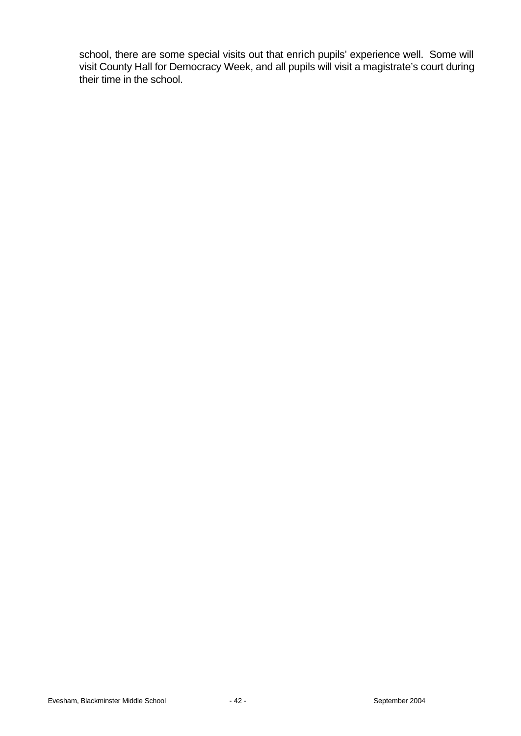school, there are some special visits out that enrich pupils' experience well. Some will visit County Hall for Democracy Week, and all pupils will visit a magistrate's court during their time in the school.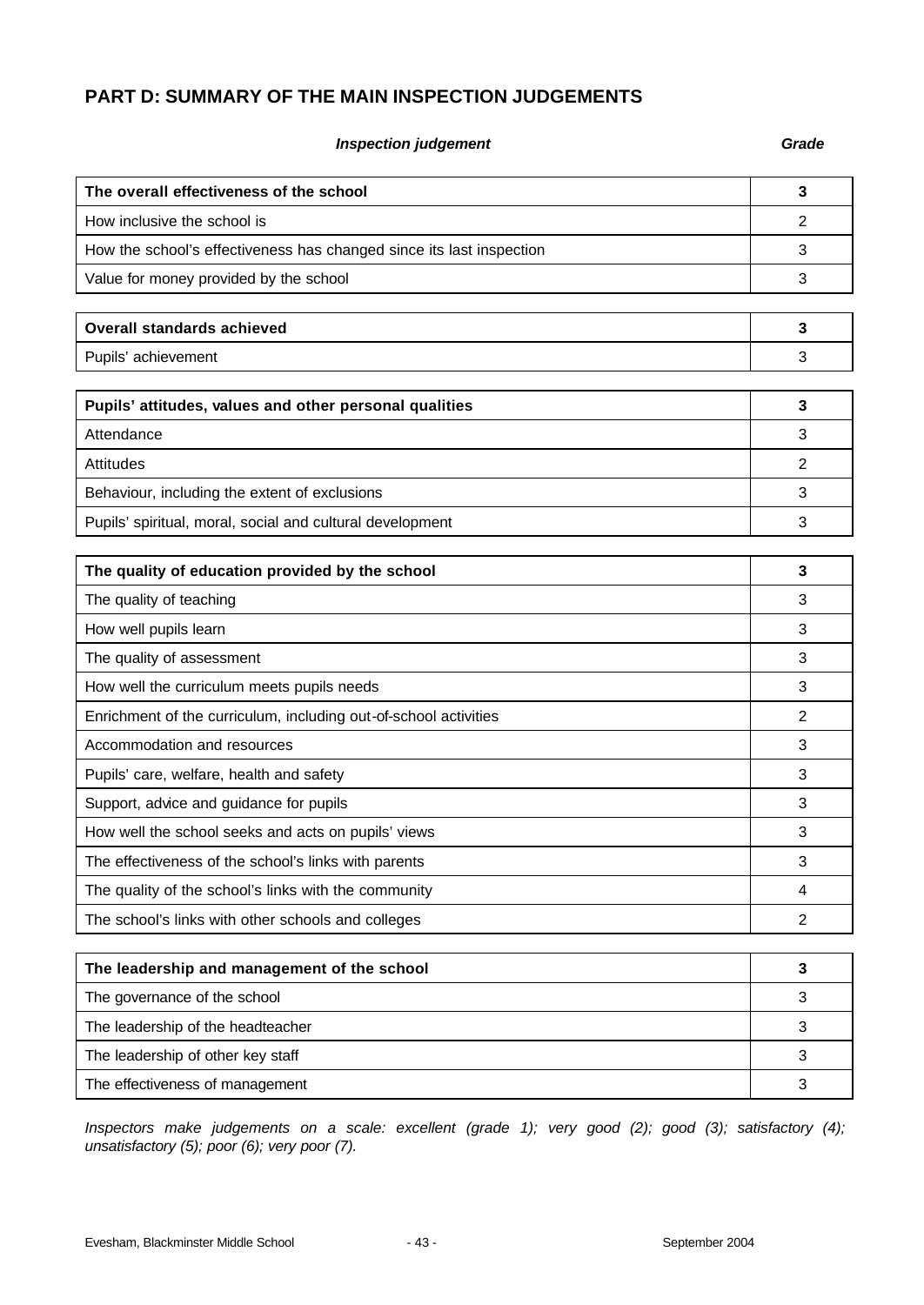## PART D: SUMMARY OF THE MAIN INSPECTION JUDGEMENTS

| *Inspection judgement* | *Grade* |
|---|---|
| **The overall effectiveness of the school** | **3** |
| How inclusive the school is | 2 |
| How the school's effectiveness has changed since its last inspection | 3 |
| Value for money provided by the school | 3 |
| | |
| **Overall standards achieved** | **3** |
| Pupils' achievement | 3 |
| | |
| **Pupils' attitudes, values and other personal qualities** | **3** |
| Attendance | 3 |
| Attitudes | 2 |
| Behaviour, including the extent of exclusions | 3 |
| Pupils' spiritual, moral, social and cultural development | 3 |
| | |
| **The quality of education provided by the school** | **3** |
| The quality of teaching | 3 |
| How well pupils learn | 3 |
| The quality of assessment | 3 |
| How well the curriculum meets pupils needs | 3 |
| Enrichment of the curriculum, including out-of-school activities | 2 |
| Accommodation and resources | 3 |
| Pupils' care, welfare, health and safety | 3 |
| Support, advice and guidance for pupils | 3 |
| How well the school seeks and acts on pupils' views | 3 |
| The effectiveness of the school's links with parents | 3 |
| The quality of the school's links with the community | 4 |
| The school's links with other schools and colleges | 2 |
| | |
| **The leadership and management of the school** | **3** |
| The governance of the school | 3 |
| The leadership of the headteacher | 3 |
| The leadership of other key staff | 3 |
| The effectiveness of management | 3 |

*Inspectors make judgements on a scale: excellent (grade 1); very good (2); good (3); satisfactory (4); unsatisfactory (5); poor (6); very poor (7).*